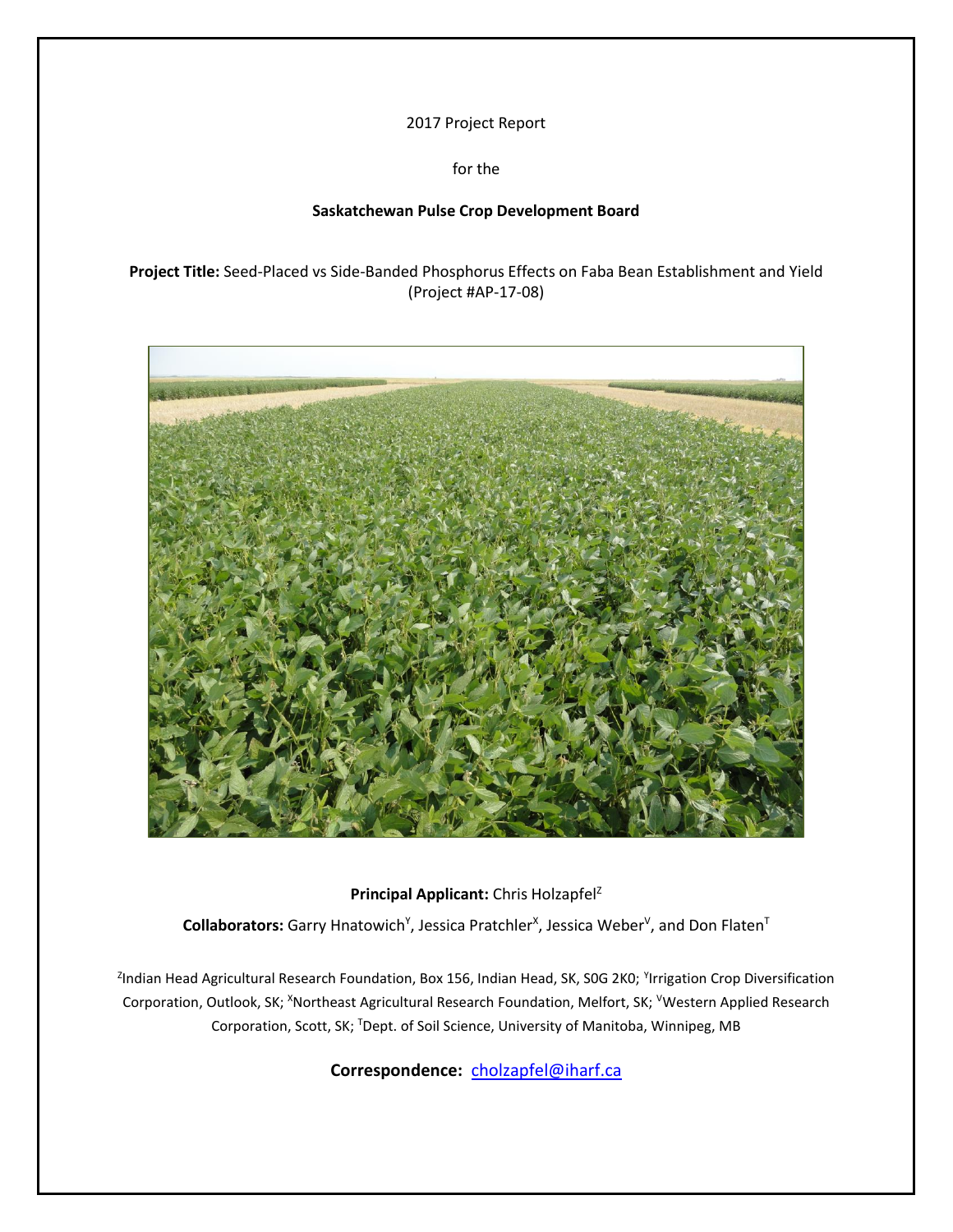2017 Project Report

for the

**Saskatchewan Pulse Crop Development Board**

**Project Title:** Seed-Placed vs Side-Banded Phosphorus Effects on Faba Bean Establishment and Yield (Project #AP-17-08)

**Principal Applicant:** Chris Holzapfel[Z]

**Collaborators:** Garry Hnatowich[Y], Jessica Pratchler[X], Jessica Weber[V], and Don Flaten[T]

[Z]Indian Head Agricultural Research Foundation, Box 156, Indian Head, SK, S0G 2K0; [Y]Irrigation Crop Diversification Corporation, Outlook, SK; [X]Northeast Agricultural Research Foundation, Melfort, SK; [V]Western Applied Research Corporation, Scott, SK; [T]Dept. of Soil Science, University of Manitoba, Winnipeg, MB

**Correspondence:** cholzapfel@iharf.ca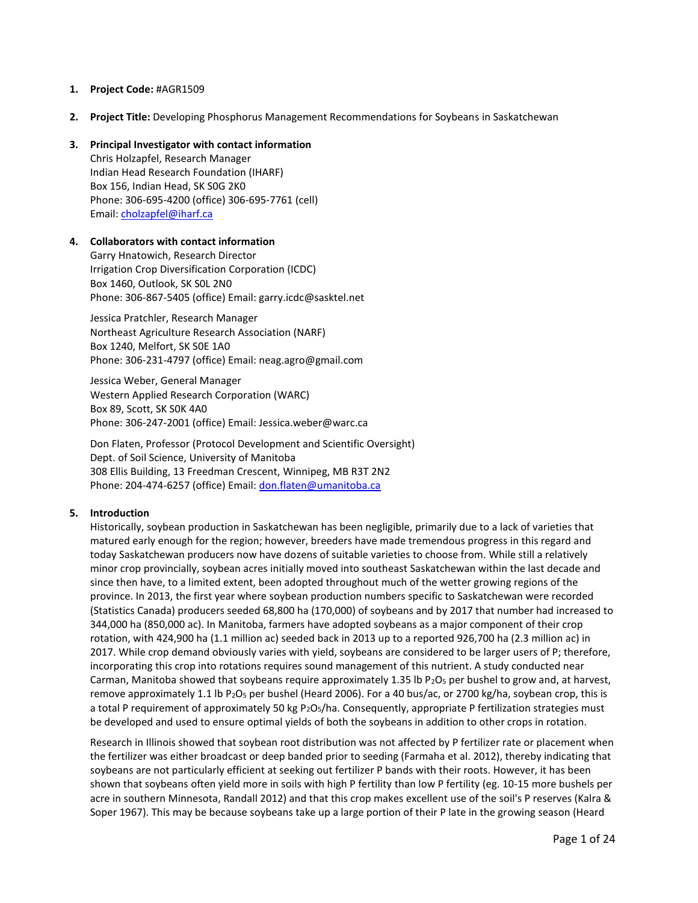1. **Project Code:** #AGR1509

2. **Project Title:** Developing Phosphorus Management Recommendations for Soybeans in Saskatchewan

3. **Principal Investigator with contact information**
   Chris Holzapfel, Research Manager
   Indian Head Research Foundation (IHARF)
   Box 156, Indian Head, SK S0G 2K0
   Phone: 306-695-4200 (office) 306-695-7761 (cell)
   Email: cholzapfel@iharf.ca

4. **Collaborators with contact information**
   Garry Hnatowich, Research Director
   Irrigation Crop Diversification Corporation (ICDC)
   Box 1460, Outlook, SK S0L 2N0
   Phone: 306-867-5405 (office) Email: garry.icdc@sasktel.net

   Jessica Pratchler, Research Manager
   Northeast Agriculture Research Association (NARF)
   Box 1240, Melfort, SK S0E 1A0
   Phone: 306-231-4797 (office) Email: neag.agro@gmail.com

   Jessica Weber, General Manager
   Western Applied Research Corporation (WARC)
   Box 89, Scott, SK S0K 4A0
   Phone: 306-247-2001 (office) Email: Jessica.weber@warc.ca

   Don Flaten, Professor (Protocol Development and Scientific Oversight)
   Dept. of Soil Science, University of Manitoba
   308 Ellis Building, 13 Freedman Crescent, Winnipeg, MB R3T 2N2
   Phone: 204-474-6257 (office) Email: don.flaten@umanitoba.ca

5. **Introduction**

   Historically, soybean production in Saskatchewan has been negligible, primarily due to a lack of varieties that matured early enough for the region; however, breeders have made tremendous progress in this regard and today Saskatchewan producers now have dozens of suitable varieties to choose from. While still a relatively minor crop provincially, soybean acres initially moved into southeast Saskatchewan within the last decade and since then have, to a limited extent, been adopted throughout much of the wetter growing regions of the province. In 2013, the first year where soybean production numbers specific to Saskatchewan were recorded (Statistics Canada) producers seeded 68,800 ha (170,000) of soybeans and by 2017 that number had increased to 344,000 ha (850,000 ac). In Manitoba, farmers have adopted soybeans as a major component of their crop rotation, with 424,900 ha (1.1 million ac) seeded back in 2013 up to a reported 926,700 ha (2.3 million ac) in 2017. While crop demand obviously varies with yield, soybeans are considered to be larger users of P; therefore, incorporating this crop into rotations requires sound management of this nutrient. A study conducted near Carman, Manitoba showed that soybeans require approximately 1.35 lb $P_2O_5$ per bushel to grow and, at harvest, remove approximately 1.1 lb $P_2O_5$ per bushel (Heard 2006). For a 40 bus/ac, or 2700 kg/ha, soybean crop, this is a total P requirement of approximately 50 kg $P_2O_5$/ha. Consequently, appropriate P fertilization strategies must be developed and used to ensure optimal yields of both the soybeans in addition to other crops in rotation.

   Research in Illinois showed that soybean root distribution was not affected by P fertilizer rate or placement when the fertilizer was either broadcast or deep banded prior to seeding (Farmaha et al. 2012), thereby indicating that soybeans are not particularly efficient at seeking out fertilizer P bands with their roots. However, it has been shown that soybeans often yield more in soils with high P fertility than low P fertility (eg. 10-15 more bushels per acre in southern Minnesota, Randall 2012) and that this crop makes excellent use of the soil's P reserves (Kalra & Soper 1967). This may be because soybeans take up a large portion of their P late in the growing season (Heard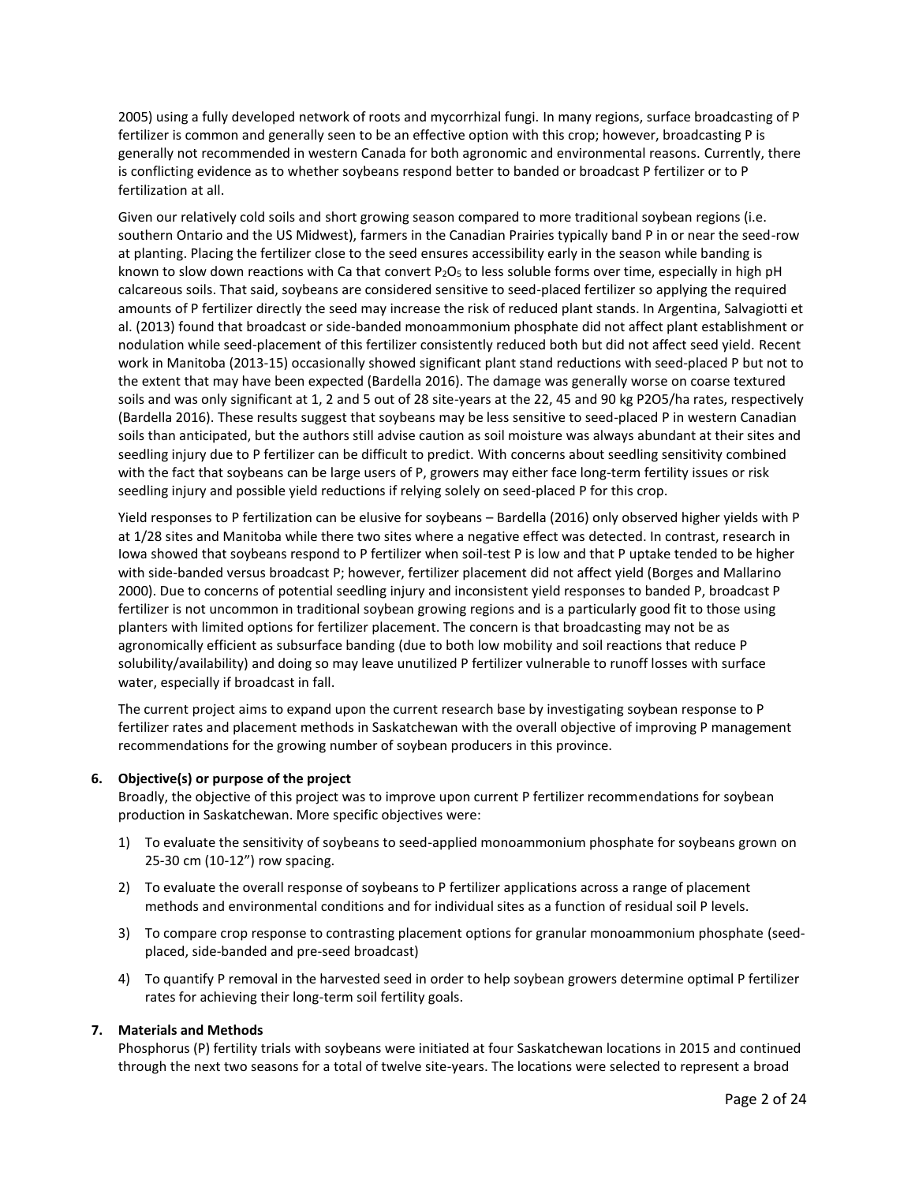2005) using a fully developed network of roots and mycorrhizal fungi. In many regions, surface broadcasting of P fertilizer is common and generally seen to be an effective option with this crop; however, broadcasting P is generally not recommended in western Canada for both agronomic and environmental reasons. Currently, there is conflicting evidence as to whether soybeans respond better to banded or broadcast P fertilizer or to P fertilization at all.

Given our relatively cold soils and short growing season compared to more traditional soybean regions (i.e. southern Ontario and the US Midwest), farmers in the Canadian Prairies typically band P in or near the seed-row at planting. Placing the fertilizer close to the seed ensures accessibility early in the season while banding is known to slow down reactions with Ca that convert $P_2O_5$ to less soluble forms over time, especially in high pH calcareous soils. That said, soybeans are considered sensitive to seed-placed fertilizer so applying the required amounts of P fertilizer directly the seed may increase the risk of reduced plant stands. In Argentina, Salvagiotti et al. (2013) found that broadcast or side-banded monoammonium phosphate did not affect plant establishment or nodulation while seed-placement of this fertilizer consistently reduced both but did not affect seed yield. Recent work in Manitoba (2013-15) occasionally showed significant plant stand reductions with seed-placed P but not to the extent that may have been expected (Bardella 2016). The damage was generally worse on coarse textured soils and was only significant at 1, 2 and 5 out of 28 site-years at the 22, 45 and 90 kg P2O5/ha rates, respectively (Bardella 2016). These results suggest that soybeans may be less sensitive to seed-placed P in western Canadian soils than anticipated, but the authors still advise caution as soil moisture was always abundant at their sites and seedling injury due to P fertilizer can be difficult to predict. With concerns about seedling sensitivity combined with the fact that soybeans can be large users of P, growers may either face long-term fertility issues or risk seedling injury and possible yield reductions if relying solely on seed-placed P for this crop.

Yield responses to P fertilization can be elusive for soybeans – Bardella (2016) only observed higher yields with P at 1/28 sites and Manitoba while there two sites where a negative effect was detected. In contrast, research in Iowa showed that soybeans respond to P fertilizer when soil-test P is low and that P uptake tended to be higher with side-banded versus broadcast P; however, fertilizer placement did not affect yield (Borges and Mallarino 2000). Due to concerns of potential seedling injury and inconsistent yield responses to banded P, broadcast P fertilizer is not uncommon in traditional soybean growing regions and is a particularly good fit to those using planters with limited options for fertilizer placement. The concern is that broadcasting may not be as agronomically efficient as subsurface banding (due to both low mobility and soil reactions that reduce P solubility/availability) and doing so may leave unutilized P fertilizer vulnerable to runoff losses with surface water, especially if broadcast in fall.

The current project aims to expand upon the current research base by investigating soybean response to P fertilizer rates and placement methods in Saskatchewan with the overall objective of improving P management recommendations for the growing number of soybean producers in this province.

**6. Objective(s) or purpose of the project**

Broadly, the objective of this project was to improve upon current P fertilizer recommendations for soybean production in Saskatchewan. More specific objectives were:

1) To evaluate the sensitivity of soybeans to seed-applied monoammonium phosphate for soybeans grown on 25-30 cm (10-12") row spacing.
2) To evaluate the overall response of soybeans to P fertilizer applications across a range of placement methods and environmental conditions and for individual sites as a function of residual soil P levels.
3) To compare crop response to contrasting placement options for granular monoammonium phosphate (seed-placed, side-banded and pre-seed broadcast)
4) To quantify P removal in the harvested seed in order to help soybean growers determine optimal P fertilizer rates for achieving their long-term soil fertility goals.

**7. Materials and Methods**

Phosphorus (P) fertility trials with soybeans were initiated at four Saskatchewan locations in 2015 and continued through the next two seasons for a total of twelve site-years. The locations were selected to represent a broad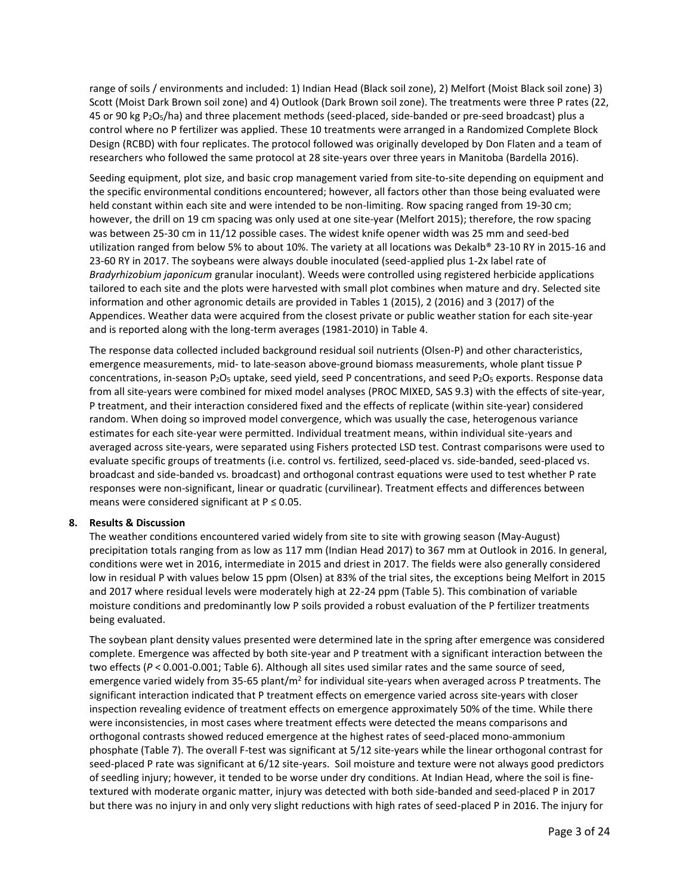range of soils / environments and included: 1) Indian Head (Black soil zone), 2) Melfort (Moist Black soil zone) 3) Scott (Moist Dark Brown soil zone) and 4) Outlook (Dark Brown soil zone). The treatments were three P rates (22, 45 or 90 kg $P_2O_5$/ha) and three placement methods (seed-placed, side-banded or pre-seed broadcast) plus a control where no P fertilizer was applied. These 10 treatments were arranged in a Randomized Complete Block Design (RCBD) with four replicates. The protocol followed was originally developed by Don Flaten and a team of researchers who followed the same protocol at 28 site-years over three years in Manitoba (Bardella 2016).

Seeding equipment, plot size, and basic crop management varied from site-to-site depending on equipment and the specific environmental conditions encountered; however, all factors other than those being evaluated were held constant within each site and were intended to be non-limiting. Row spacing ranged from 19-30 cm; however, the drill on 19 cm spacing was only used at one site-year (Melfort 2015); therefore, the row spacing was between 25-30 cm in 11/12 possible cases. The widest knife opener width was 25 mm and seed-bed utilization ranged from below 5% to about 10%. The variety at all locations was Dekalb® 23-10 RY in 2015-16 and 23-60 RY in 2017. The soybeans were always double inoculated (seed-applied plus 1-2x label rate of *Bradyrhizobium japonicum* granular inoculant). Weeds were controlled using registered herbicide applications tailored to each site and the plots were harvested with small plot combines when mature and dry. Selected site information and other agronomic details are provided in Tables 1 (2015), 2 (2016) and 3 (2017) of the Appendices. Weather data were acquired from the closest private or public weather station for each site-year and is reported along with the long-term averages (1981-2010) in Table 4.

The response data collected included background residual soil nutrients (Olsen-P) and other characteristics, emergence measurements, mid- to late-season above-ground biomass measurements, whole plant tissue P concentrations, in-season $P_2O_5$ uptake, seed yield, seed P concentrations, and seed $P_2O_5$ exports. Response data from all site-years were combined for mixed model analyses (PROC MIXED, SAS 9.3) with the effects of site-year, P treatment, and their interaction considered fixed and the effects of replicate (within site-year) considered random. When doing so improved model convergence, which was usually the case, heterogenous variance estimates for each site-year were permitted. Individual treatment means, within individual site-years and averaged across site-years, were separated using Fishers protected LSD test. Contrast comparisons were used to evaluate specific groups of treatments (i.e. control vs. fertilized, seed-placed vs. side-banded, seed-placed vs. broadcast and side-banded vs. broadcast) and orthogonal contrast equations were used to test whether P rate responses were non-significant, linear or quadratic (curvilinear). Treatment effects and differences between means were considered significant at $P \leq 0.05$.

## 8. Results & Discussion

The weather conditions encountered varied widely from site to site with growing season (May-August) precipitation totals ranging from as low as 117 mm (Indian Head 2017) to 367 mm at Outlook in 2016. In general, conditions were wet in 2016, intermediate in 2015 and driest in 2017. The fields were also generally considered low in residual P with values below 15 ppm (Olsen) at 83% of the trial sites, the exceptions being Melfort in 2015 and 2017 where residual levels were moderately high at 22-24 ppm (Table 5). This combination of variable moisture conditions and predominantly low P soils provided a robust evaluation of the P fertilizer treatments being evaluated.

The soybean plant density values presented were determined late in the spring after emergence was considered complete. Emergence was affected by both site-year and P treatment with a significant interaction between the two effects ($P$ < 0.001-0.001; Table 6). Although all sites used similar rates and the same source of seed, emergence varied widely from 35-65 plant/$m^2$ for individual site-years when averaged across P treatments. The significant interaction indicated that P treatment effects on emergence varied across site-years with closer inspection revealing evidence of treatment effects on emergence approximately 50% of the time. While there were inconsistencies, in most cases where treatment effects were detected the means comparisons and orthogonal contrasts showed reduced emergence at the highest rates of seed-placed mono-ammonium phosphate (Table 7). The overall F-test was significant at 5/12 site-years while the linear orthogonal contrast for seed-placed P rate was significant at 6/12 site-years. Soil moisture and texture were not always good predictors of seedling injury; however, it tended to be worse under dry conditions. At Indian Head, where the soil is fine-textured with moderate organic matter, injury was detected with both side-banded and seed-placed P in 2017 but there was no injury in and only very slight reductions with high rates of seed-placed P in 2016. The injury for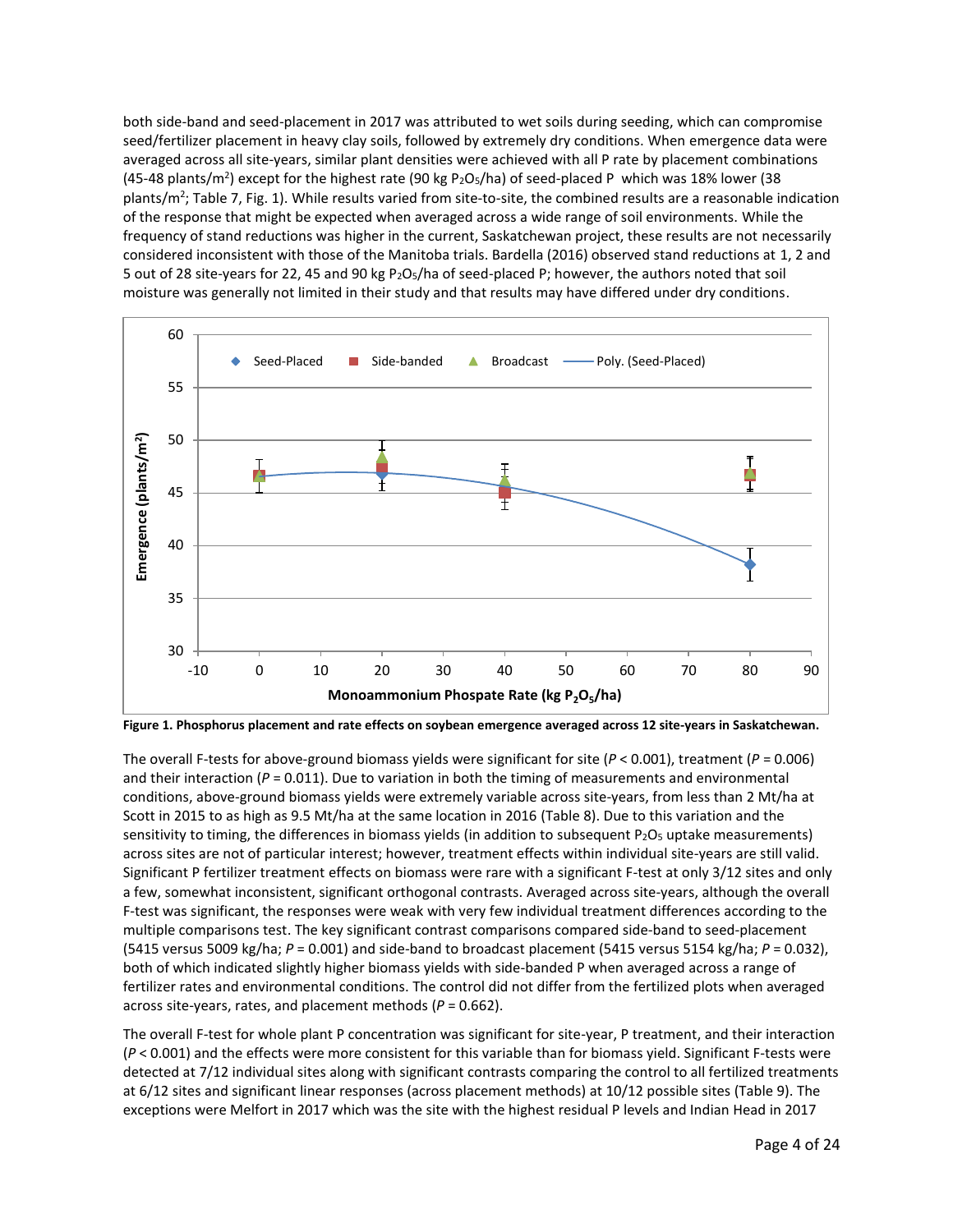both side-band and seed-placement in 2017 was attributed to wet soils during seeding, which can compromise seed/fertilizer placement in heavy clay soils, followed by extremely dry conditions. When emergence data were averaged across all site-years, similar plant densities were achieved with all P rate by placement combinations (45-48 plants/m$^2$) except for the highest rate (90 kg $P_2O_5$/ha) of seed-placed P which was 18% lower (38 plants/m$^2$; Table 7, Fig. 1). While results varied from site-to-site, the combined results are a reasonable indication of the response that might be expected when averaged across a wide range of soil environments. While the frequency of stand reductions was higher in the current, Saskatchewan project, these results are not necessarily considered inconsistent with those of the Manitoba trials. Bardella (2016) observed stand reductions at 1, 2 and 5 out of 28 site-years for 22, 45 and 90 kg $P_2O_5$/ha of seed-placed P; however, the authors noted that soil moisture was generally not limited in their study and that results may have differed under dry conditions.

**Figure 1. Phosphorus placement and rate effects on soybean emergence averaged across 12 site-years in Saskatchewan.**

The overall F-tests for above-ground biomass yields were significant for site ($P < 0.001$), treatment ($P = 0.006$) and their interaction ($P = 0.011$). Due to variation in both the timing of measurements and environmental conditions, above-ground biomass yields were extremely variable across site-years, from less than 2 Mt/ha at Scott in 2015 to as high as 9.5 Mt/ha at the same location in 2016 (Table 8). Due to this variation and the sensitivity to timing, the differences in biomass yields (in addition to subsequent $P_2O_5$ uptake measurements) across sites are not of particular interest; however, treatment effects within individual site-years are still valid. Significant P fertilizer treatment effects on biomass were rare with a significant F-test at only 3/12 sites and only a few, somewhat inconsistent, significant orthogonal contrasts. Averaged across site-years, although the overall F-test was significant, the responses were weak with very few individual treatment differences according to the multiple comparisons test. The key significant contrast comparisons compared side-band to seed-placement (5415 versus 5009 kg/ha; $P = 0.001$) and side-band to broadcast placement (5415 versus 5154 kg/ha; $P = 0.032$), both of which indicated slightly higher biomass yields with side-banded P when averaged across a range of fertilizer rates and environmental conditions. The control did not differ from the fertilized plots when averaged across site-years, rates, and placement methods ($P = 0.662$).

The overall F-test for whole plant P concentration was significant for site-year, P treatment, and their interaction ($P < 0.001$) and the effects were more consistent for this variable than for biomass yield. Significant F-tests were detected at 7/12 individual sites along with significant contrasts comparing the control to all fertilized treatments at 6/12 sites and significant linear responses (across placement methods) at 10/12 possible sites (Table 9). The exceptions were Melfort in 2017 which was the site with the highest residual P levels and Indian Head in 2017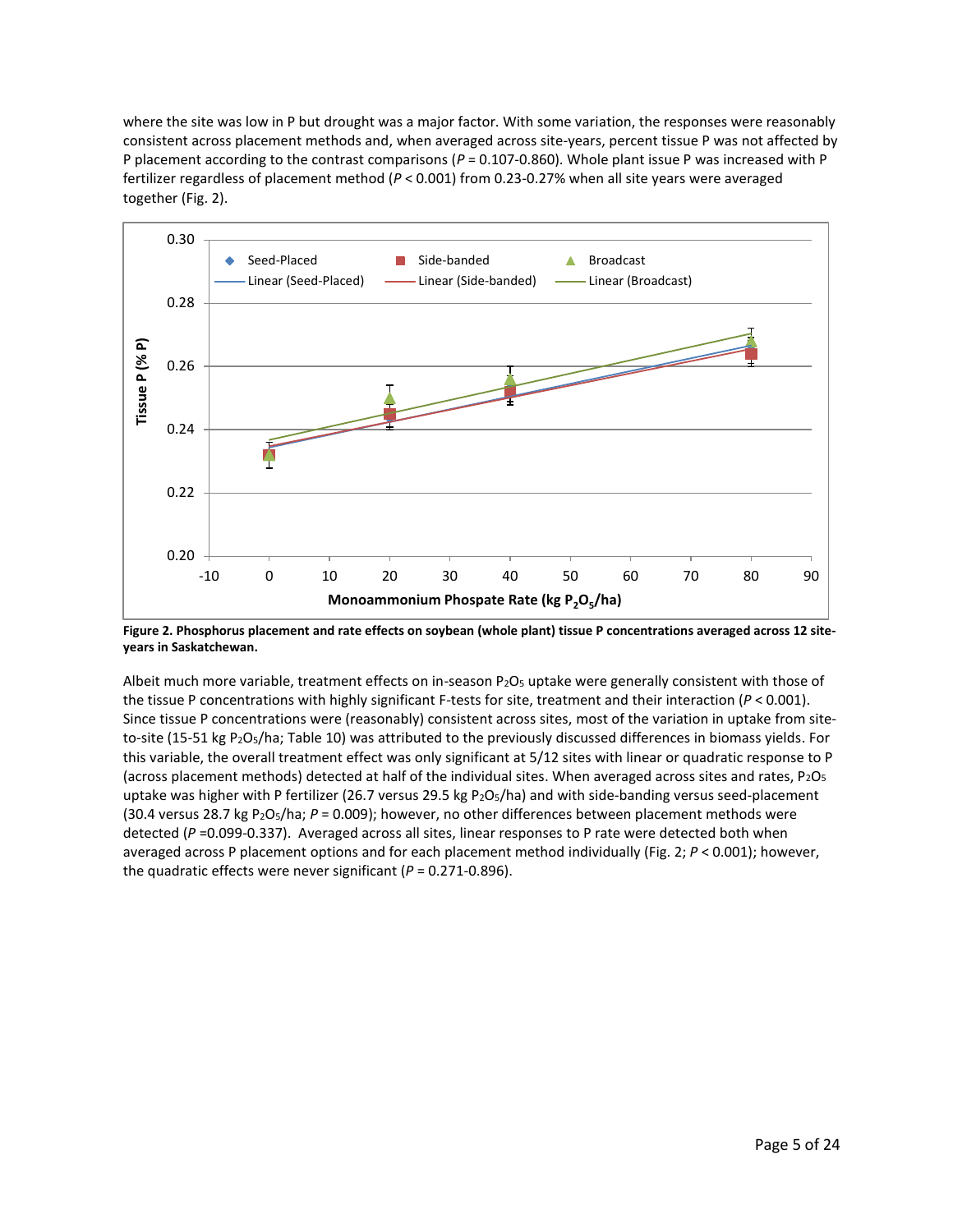where the site was low in P but drought was a major factor. With some variation, the responses were reasonably consistent across placement methods and, when averaged across site-years, percent tissue P was not affected by P placement according to the contrast comparisons ($P$ = 0.107-0.860). Whole plant issue P was increased with P fertilizer regardless of placement method ($P$ < 0.001) from 0.23-0.27% when all site years were averaged together (Fig. 2).

**Figure 2. Phosphorus placement and rate effects on soybean (whole plant) tissue P concentrations averaged across 12 site-years in Saskatchewan.**

Albeit much more variable, treatment effects on in-season $P_2O_5$ uptake were generally consistent with those of the tissue P concentrations with highly significant F-tests for site, treatment and their interaction ($P$ < 0.001). Since tissue P concentrations were (reasonably) consistent across sites, most of the variation in uptake from site-to-site (15-51 kg $P_2O_5$/ha; Table 10) was attributed to the previously discussed differences in biomass yields. For this variable, the overall treatment effect was only significant at 5/12 sites with linear or quadratic response to P (across placement methods) detected at half of the individual sites. When averaged across sites and rates, $P_2O_5$ uptake was higher with P fertilizer (26.7 versus 29.5 kg $P_2O_5$/ha) and with side-banding versus seed-placement (30.4 versus 28.7 kg $P_2O_5$/ha; $P$ = 0.009); however, no other differences between placement methods were detected ($P$ =0.099-0.337). Averaged across all sites, linear responses to P rate were detected both when averaged across P placement options and for each placement method individually (Fig. 2; $P$ < 0.001); however, the quadratic effects were never significant ($P$ = 0.271-0.896).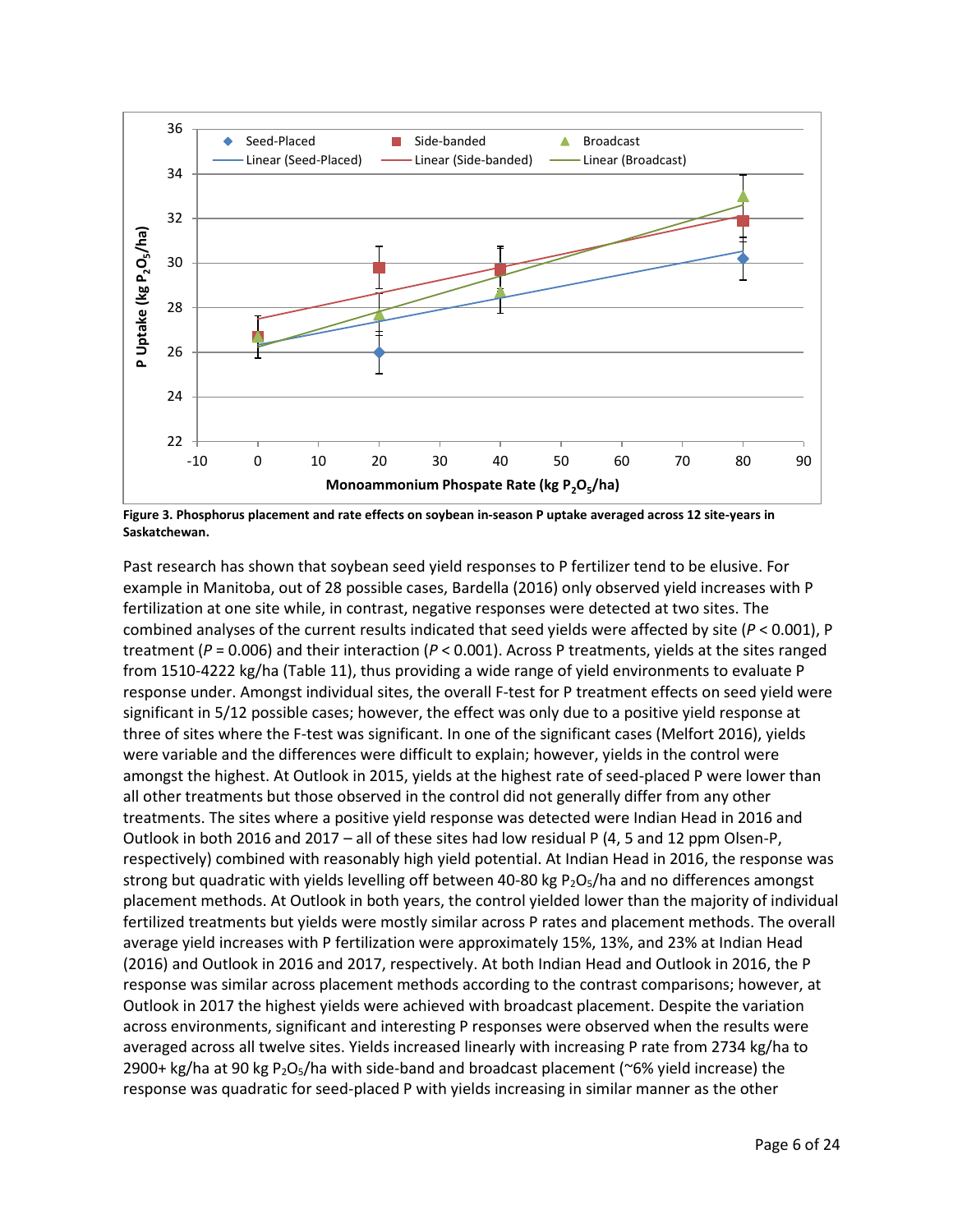**Figure 3. Phosphorus placement and rate effects on soybean in-season P uptake averaged across 12 site-years in Saskatchewan.**

Past research has shown that soybean seed yield responses to P fertilizer tend to be elusive. For example in Manitoba, out of 28 possible cases, Bardella (2016) only observed yield increases with P fertilization at one site while, in contrast, negative responses were detected at two sites. The combined analyses of the current results indicated that seed yields were affected by site ($P < 0.001$), P treatment ($P = 0.006$) and their interaction ($P < 0.001$). Across P treatments, yields at the sites ranged from 1510-4222 kg/ha (Table 11), thus providing a wide range of yield environments to evaluate P response under. Amongst individual sites, the overall F-test for P treatment effects on seed yield were significant in 5/12 possible cases; however, the effect was only due to a positive yield response at three of sites where the F-test was significant. In one of the significant cases (Melfort 2016), yields were variable and the differences were difficult to explain; however, yields in the control were amongst the highest. At Outlook in 2015, yields at the highest rate of seed-placed P were lower than all other treatments but those observed in the control did not generally differ from any other treatments. The sites where a positive yield response was detected were Indian Head in 2016 and Outlook in both 2016 and 2017 – all of these sites had low residual P (4, 5 and 12 ppm Olsen-P, respectively) combined with reasonably high yield potential. At Indian Head in 2016, the response was strong but quadratic with yields levelling off between 40-80 kg $P_2O_5$/ha and no differences amongst placement methods. At Outlook in both years, the control yielded lower than the majority of individual fertilized treatments but yields were mostly similar across P rates and placement methods. The overall average yield increases with P fertilization were approximately 15%, 13%, and 23% at Indian Head (2016) and Outlook in 2016 and 2017, respectively. At both Indian Head and Outlook in 2016, the P response was similar across placement methods according to the contrast comparisons; however, at Outlook in 2017 the highest yields were achieved with broadcast placement. Despite the variation across environments, significant and interesting P responses were observed when the results were averaged across all twelve sites. Yields increased linearly with increasing P rate from 2734 kg/ha to 2900+ kg/ha at 90 kg $P_2O_5$/ha with side-band and broadcast placement (~6% yield increase) the response was quadratic for seed-placed P with yields increasing in similar manner as the other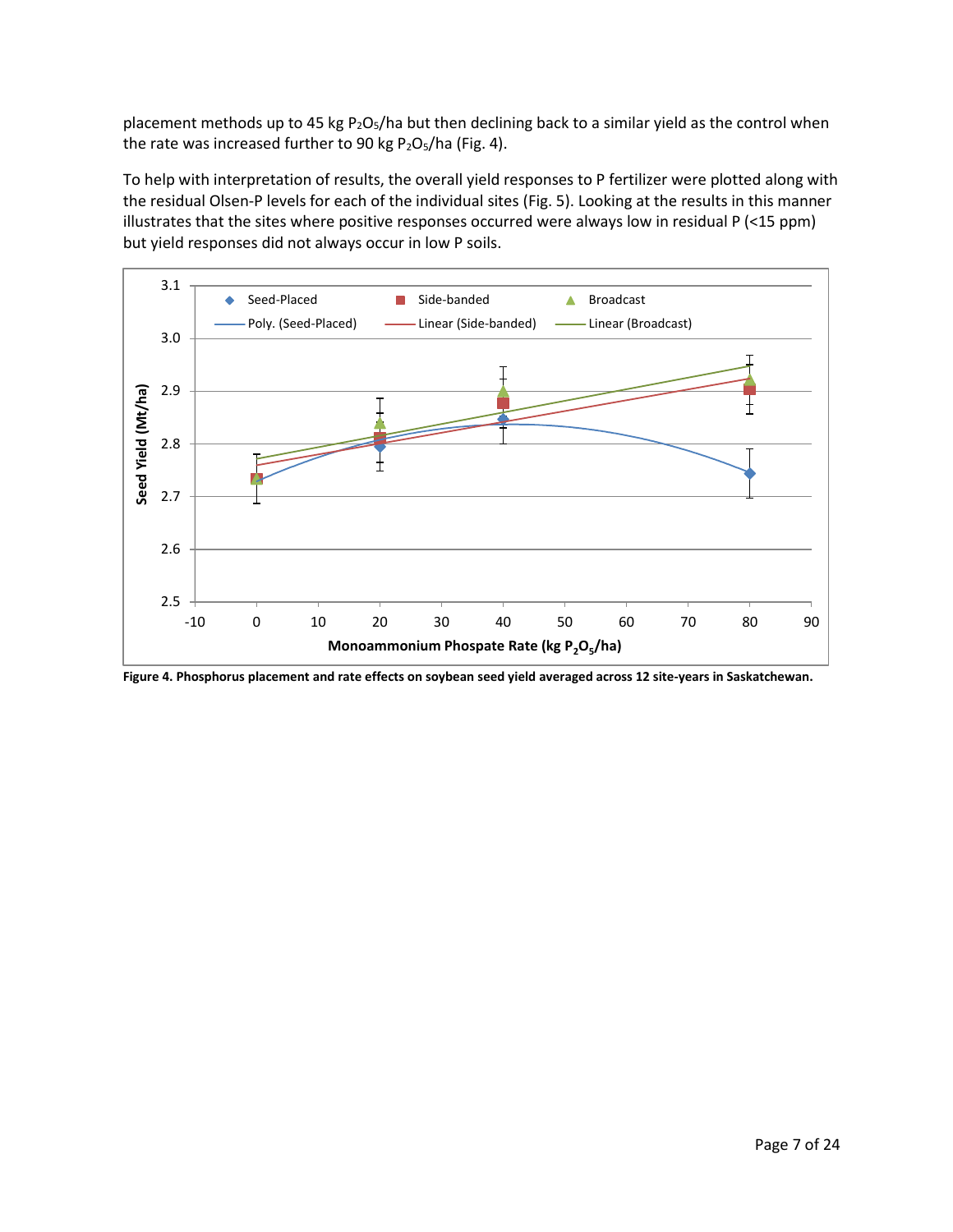placement methods up to 45 kg $P_2O_5$/ha but then declining back to a similar yield as the control when the rate was increased further to 90 kg $P_2O_5$/ha (Fig. 4).

To help with interpretation of results, the overall yield responses to P fertilizer were plotted along with the residual Olsen-P levels for each of the individual sites (Fig. 5). Looking at the results in this manner illustrates that the sites where positive responses occurred were always low in residual P (<15 ppm) but yield responses did not always occur in low P soils.

**Figure 4. Phosphorus placement and rate effects on soybean seed yield averaged across 12 site-years in Saskatchewan.**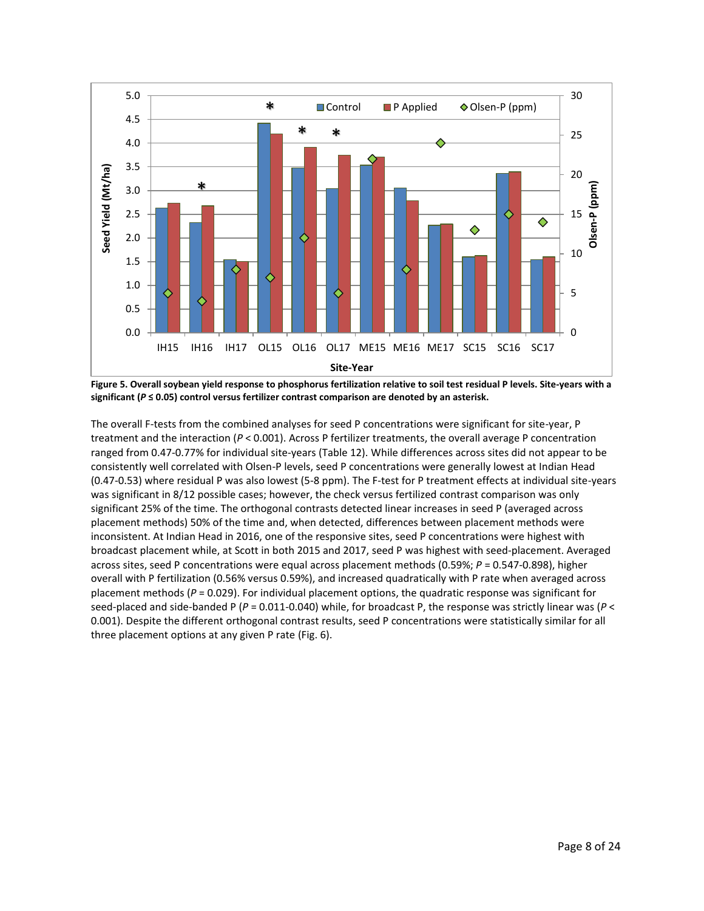**Figure 5. Overall soybean yield response to phosphorus fertilization relative to soil test residual P levels. Site-years with a significant ($P \leq 0.05$) control versus fertilizer contrast comparison are denoted by an asterisk.**

The overall F-tests from the combined analyses for seed P concentrations were significant for site-year, P treatment and the interaction ($P < 0.001$). Across P fertilizer treatments, the overall average P concentration ranged from 0.47-0.77% for individual site-years (Table 12). While differences across sites did not appear to be consistently well correlated with Olsen-P levels, seed P concentrations were generally lowest at Indian Head (0.47-0.53) where residual P was also lowest (5-8 ppm). The F-test for P treatment effects at individual site-years was significant in 8/12 possible cases; however, the check versus fertilized contrast comparison was only significant 25% of the time. The orthogonal contrasts detected linear increases in seed P (averaged across placement methods) 50% of the time and, when detected, differences between placement methods were inconsistent. At Indian Head in 2016, one of the responsive sites, seed P concentrations were highest with broadcast placement while, at Scott in both 2015 and 2017, seed P was highest with seed-placement. Averaged across sites, seed P concentrations were equal across placement methods (0.59%; $P = 0.547$-$0.898$), higher overall with P fertilization (0.56% versus 0.59%), and increased quadratically with P rate when averaged across placement methods ($P = 0.029$). For individual placement options, the quadratic response was significant for seed-placed and side-banded P ($P = 0.011$-$0.040$) while, for broadcast P, the response was strictly linear was ($P < 0.001$). Despite the different orthogonal contrast results, seed P concentrations were statistically similar for all three placement options at any given P rate (Fig. 6).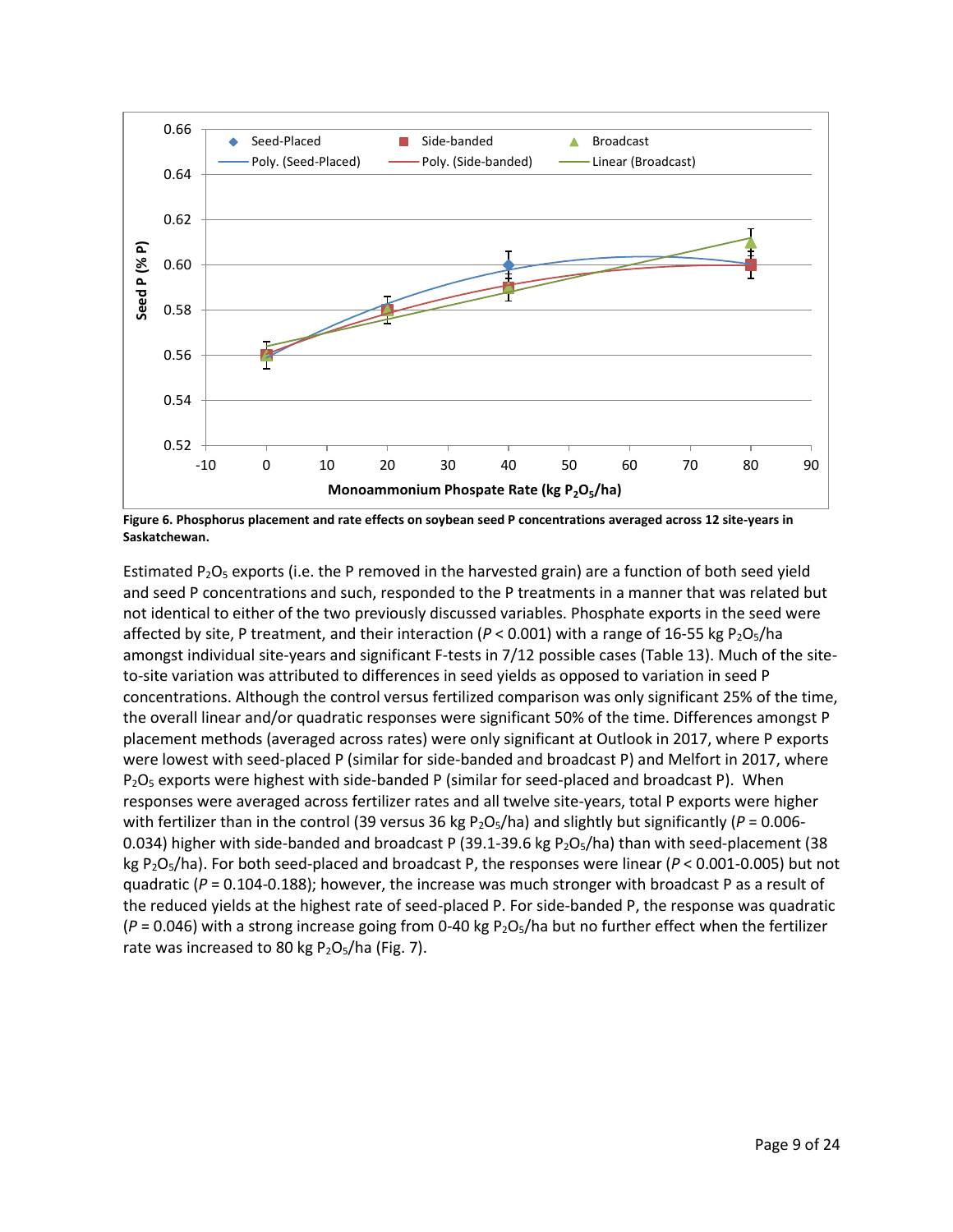**Figure 6. Phosphorus placement and rate effects on soybean seed P concentrations averaged across 12 site-years in Saskatchewan.**

Estimated $P_2O_5$ exports (i.e. the P removed in the harvested grain) are a function of both seed yield and seed P concentrations and such, responded to the P treatments in a manner that was related but not identical to either of the two previously discussed variables. Phosphate exports in the seed were affected by site, P treatment, and their interaction (*P* < 0.001) with a range of 16-55 kg $P_2O_5$/ha amongst individual site-years and significant F-tests in 7/12 possible cases (Table 13). Much of the site-to-site variation was attributed to differences in seed yields as opposed to variation in seed P concentrations. Although the control versus fertilized comparison was only significant 25% of the time, the overall linear and/or quadratic responses were significant 50% of the time. Differences amongst P placement methods (averaged across rates) were only significant at Outlook in 2017, where P exports were lowest with seed-placed P (similar for side-banded and broadcast P) and Melfort in 2017, where $P_2O_5$ exports were highest with side-banded P (similar for seed-placed and broadcast P). When responses were averaged across fertilizer rates and all twelve site-years, total P exports were higher with fertilizer than in the control (39 versus 36 kg $P_2O_5$/ha) and slightly but significantly (*P* = 0.006-0.034) higher with side-banded and broadcast P (39.1-39.6 kg $P_2O_5$/ha) than with seed-placement (38 kg $P_2O_5$/ha). For both seed-placed and broadcast P, the responses were linear (*P* < 0.001-0.005) but not quadratic (*P* = 0.104-0.188); however, the increase was much stronger with broadcast P as a result of the reduced yields at the highest rate of seed-placed P. For side-banded P, the response was quadratic (*P* = 0.046) with a strong increase going from 0-40 kg $P_2O_5$/ha but no further effect when the fertilizer rate was increased to 80 kg $P_2O_5$/ha (Fig. 7).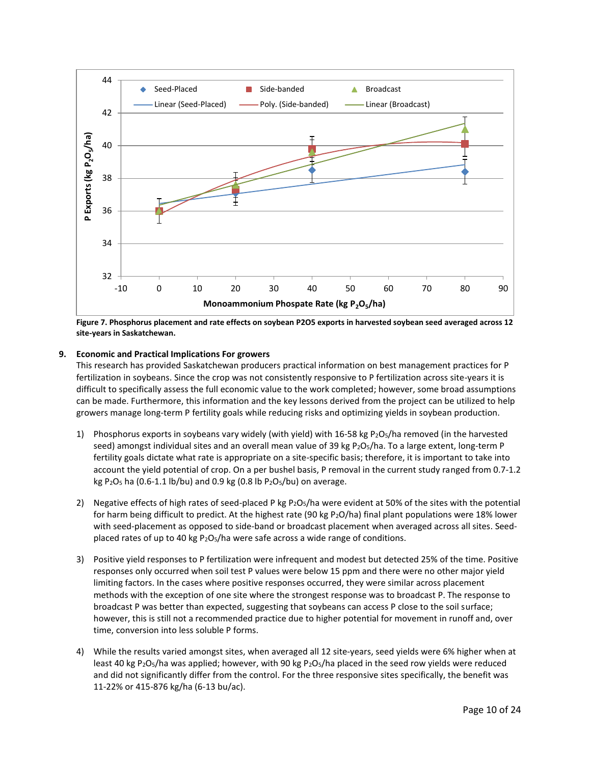Figure 7. Phosphorus placement and rate effects on soybean P2O5 exports in harvested soybean seed averaged across 12 site-years in Saskatchewan.

## 9. Economic and Practical Implications For growers

This research has provided Saskatchewan producers practical information on best management practices for P fertilization in soybeans. Since the crop was not consistently responsive to P fertilization across site-years it is difficult to specifically assess the full economic value to the work completed; however, some broad assumptions can be made. Furthermore, this information and the key lessons derived from the project can be utilized to help growers manage long-term P fertility goals while reducing risks and optimizing yields in soybean production.

1) Phosphorus exports in soybeans vary widely (with yield) with 16-58 kg $P_2O_5$/ha removed (in the harvested seed) amongst individual sites and an overall mean value of 39 kg $P_2O_5$/ha. To a large extent, long-term P fertility goals dictate what rate is appropriate on a site-specific basis; therefore, it is important to take into account the yield potential of crop. On a per bushel basis, P removal in the current study ranged from 0.7-1.2 kg $P_2O_5$ ha (0.6-1.1 lb/bu) and 0.9 kg (0.8 lb $P_2O_5$/bu) on average.

2) Negative effects of high rates of seed-placed P kg $P_2O_5$/ha were evident at 50% of the sites with the potential for harm being difficult to predict. At the highest rate (90 kg $P_2O$/ha) final plant populations were 18% lower with seed-placement as opposed to side-band or broadcast placement when averaged across all sites. Seed-placed rates of up to 40 kg $P_2O_5$/ha were safe across a wide range of conditions.

3) Positive yield responses to P fertilization were infrequent and modest but detected 25% of the time. Positive responses only occurred when soil test P values were below 15 ppm and there were no other major yield limiting factors. In the cases where positive responses occurred, they were similar across placement methods with the exception of one site where the strongest response was to broadcast P. The response to broadcast P was better than expected, suggesting that soybeans can access P close to the soil surface; however, this is still not a recommended practice due to higher potential for movement in runoff and, over time, conversion into less soluble P forms.

4) While the results varied amongst sites, when averaged all 12 site-years, seed yields were 6% higher when at least 40 kg $P_2O_5$/ha was applied; however, with 90 kg $P_2O_5$/ha placed in the seed row yields were reduced and did not significantly differ from the control. For the three responsive sites specifically, the benefit was 11-22% or 415-876 kg/ha (6-13 bu/ac).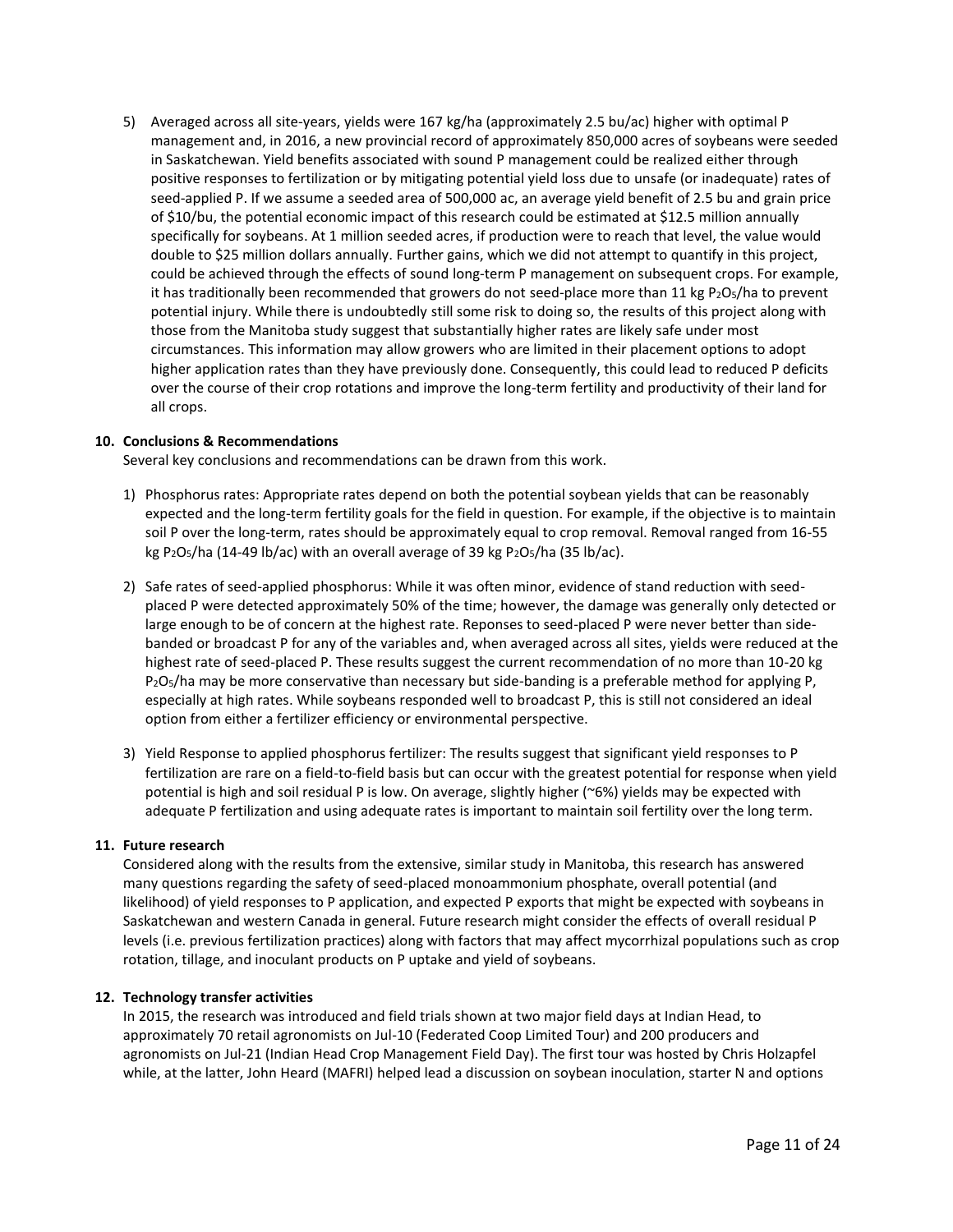5) Averaged across all site-years, yields were 167 kg/ha (approximately 2.5 bu/ac) higher with optimal P management and, in 2016, a new provincial record of approximately 850,000 acres of soybeans were seeded in Saskatchewan. Yield benefits associated with sound P management could be realized either through positive responses to fertilization or by mitigating potential yield loss due to unsafe (or inadequate) rates of seed-applied P. If we assume a seeded area of 500,000 ac, an average yield benefit of 2.5 bu and grain price of $10/bu, the potential economic impact of this research could be estimated at $12.5 million annually specifically for soybeans. At 1 million seeded acres, if production were to reach that level, the value would double to $25 million dollars annually. Further gains, which we did not attempt to quantify in this project, could be achieved through the effects of sound long-term P management on subsequent crops. For example, it has traditionally been recommended that growers do not seed-place more than 11 kg $P_2O_5$/ha to prevent potential injury. While there is undoubtedly still some risk to doing so, the results of this project along with those from the Manitoba study suggest that substantially higher rates are likely safe under most circumstances. This information may allow growers who are limited in their placement options to adopt higher application rates than they have previously done. Consequently, this could lead to reduced P deficits over the course of their crop rotations and improve the long-term fertility and productivity of their land for all crops.

## 10. Conclusions & Recommendations

Several key conclusions and recommendations can be drawn from this work.

1) Phosphorus rates: Appropriate rates depend on both the potential soybean yields that can be reasonably expected and the long-term fertility goals for the field in question. For example, if the objective is to maintain soil P over the long-term, rates should be approximately equal to crop removal. Removal ranged from 16-55 kg $P_2O_5$/ha (14-49 lb/ac) with an overall average of 39 kg $P_2O_5$/ha (35 lb/ac).

2) Safe rates of seed-applied phosphorus: While it was often minor, evidence of stand reduction with seed-placed P were detected approximately 50% of the time; however, the damage was generally only detected or large enough to be of concern at the highest rate. Reponses to seed-placed P were never better than side-banded or broadcast P for any of the variables and, when averaged across all sites, yields were reduced at the highest rate of seed-placed P. These results suggest the current recommendation of no more than 10-20 kg $P_2O_5$/ha may be more conservative than necessary but side-banding is a preferable method for applying P, especially at high rates. While soybeans responded well to broadcast P, this is still not considered an ideal option from either a fertilizer efficiency or environmental perspective.

3) Yield Response to applied phosphorus fertilizer: The results suggest that significant yield responses to P fertilization are rare on a field-to-field basis but can occur with the greatest potential for response when yield potential is high and soil residual P is low. On average, slightly higher (~6%) yields may be expected with adequate P fertilization and using adequate rates is important to maintain soil fertility over the long term.

## 11. Future research

Considered along with the results from the extensive, similar study in Manitoba, this research has answered many questions regarding the safety of seed-placed monoammonium phosphate, overall potential (and likelihood) of yield responses to P application, and expected P exports that might be expected with soybeans in Saskatchewan and western Canada in general. Future research might consider the effects of overall residual P levels (i.e. previous fertilization practices) along with factors that may affect mycorrhizal populations such as crop rotation, tillage, and inoculant products on P uptake and yield of soybeans.

## 12. Technology transfer activities

In 2015, the research was introduced and field trials shown at two major field days at Indian Head, to approximately 70 retail agronomists on Jul-10 (Federated Coop Limited Tour) and 200 producers and agronomists on Jul-21 (Indian Head Crop Management Field Day). The first tour was hosted by Chris Holzapfel while, at the latter, John Heard (MAFRI) helped lead a discussion on soybean inoculation, starter N and options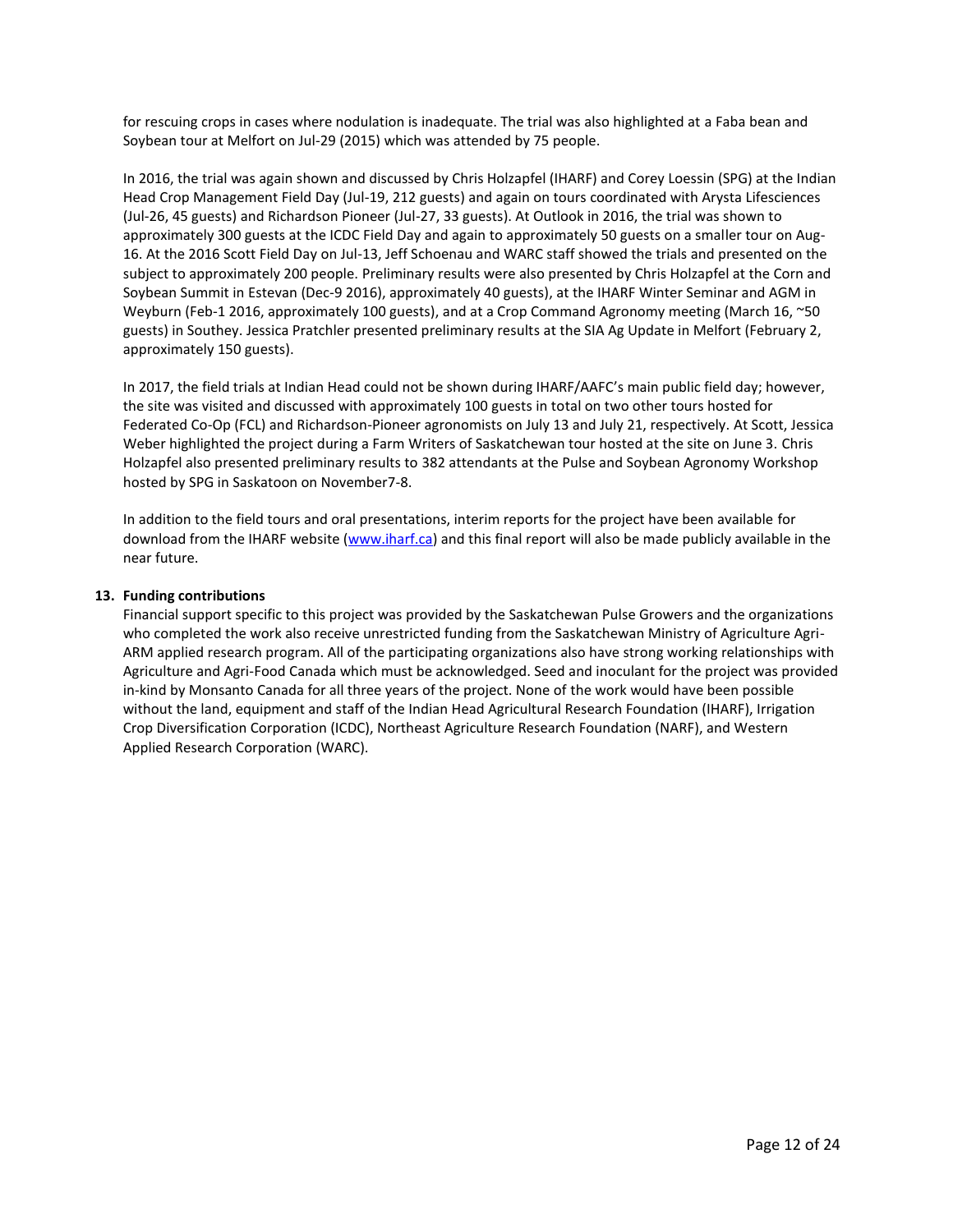for rescuing crops in cases where nodulation is inadequate. The trial was also highlighted at a Faba bean and Soybean tour at Melfort on Jul-29 (2015) which was attended by 75 people.

In 2016, the trial was again shown and discussed by Chris Holzapfel (IHARF) and Corey Loessin (SPG) at the Indian Head Crop Management Field Day (Jul-19, 212 guests) and again on tours coordinated with Arysta Lifesciences (Jul-26, 45 guests) and Richardson Pioneer (Jul-27, 33 guests). At Outlook in 2016, the trial was shown to approximately 300 guests at the ICDC Field Day and again to approximately 50 guests on a smaller tour on Aug-16. At the 2016 Scott Field Day on Jul-13, Jeff Schoenau and WARC staff showed the trials and presented on the subject to approximately 200 people. Preliminary results were also presented by Chris Holzapfel at the Corn and Soybean Summit in Estevan (Dec-9 2016), approximately 40 guests), at the IHARF Winter Seminar and AGM in Weyburn (Feb-1 2016, approximately 100 guests), and at a Crop Command Agronomy meeting (March 16, ~50 guests) in Southey. Jessica Pratchler presented preliminary results at the SIA Ag Update in Melfort (February 2, approximately 150 guests).

In 2017, the field trials at Indian Head could not be shown during IHARF/AAFC's main public field day; however, the site was visited and discussed with approximately 100 guests in total on two other tours hosted for Federated Co-Op (FCL) and Richardson-Pioneer agronomists on July 13 and July 21, respectively. At Scott, Jessica Weber highlighted the project during a Farm Writers of Saskatchewan tour hosted at the site on June 3. Chris Holzapfel also presented preliminary results to 382 attendants at the Pulse and Soybean Agronomy Workshop hosted by SPG in Saskatoon on November7-8.

In addition to the field tours and oral presentations, interim reports for the project have been available for download from the IHARF website (www.iharf.ca) and this final report will also be made publicly available in the near future.

**13. Funding contributions**

Financial support specific to this project was provided by the Saskatchewan Pulse Growers and the organizations who completed the work also receive unrestricted funding from the Saskatchewan Ministry of Agriculture Agri-ARM applied research program. All of the participating organizations also have strong working relationships with Agriculture and Agri-Food Canada which must be acknowledged. Seed and inoculant for the project was provided in-kind by Monsanto Canada for all three years of the project. None of the work would have been possible without the land, equipment and staff of the Indian Head Agricultural Research Foundation (IHARF), Irrigation Crop Diversification Corporation (ICDC), Northeast Agriculture Research Foundation (NARF), and Western Applied Research Corporation (WARC).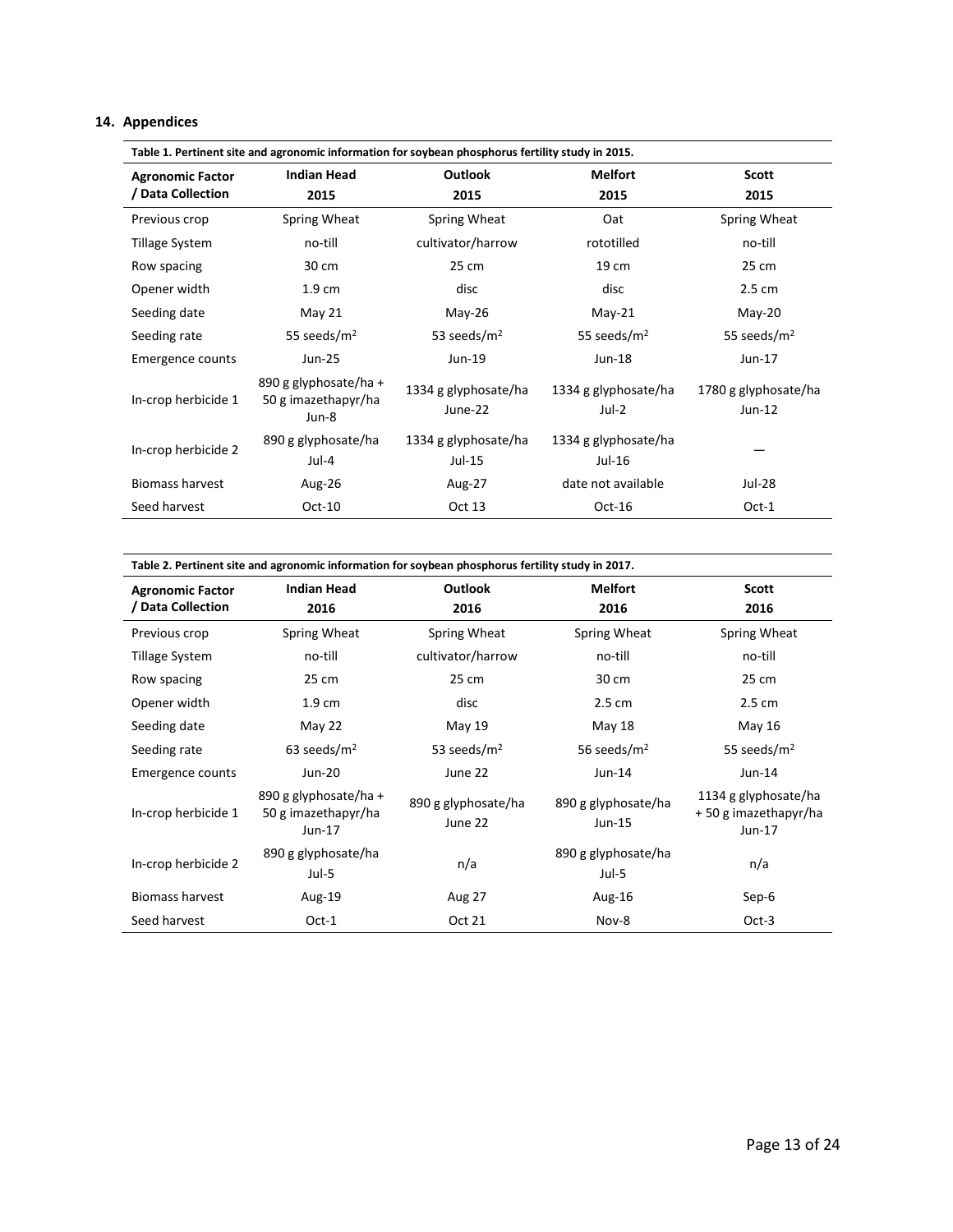## 14. Appendices

**Table 1. Pertinent site and agronomic information for soybean phosphorus fertility study in 2015.**

| Agronomic Factor / Data Collection | Indian Head 2015 | Outlook 2015 | Melfort 2015 | Scott 2015 |
|---|---|---|---|---|
| Previous crop | Spring Wheat | Spring Wheat | Oat | Spring Wheat |
| Tillage System | no-till | cultivator/harrow | rototilled | no-till |
| Row spacing | 30 cm | 25 cm | 19 cm | 25 cm |
| Opener width | 1.9 cm | disc | disc | 2.5 cm |
| Seeding date | May 21 | May-26 | May-21 | May-20 |
| Seeding rate | 55 seeds/m$^2$ | 53 seeds/m$^2$ | 55 seeds/m$^2$ | 55 seeds/m$^2$ |
| Emergence counts | Jun-25 | Jun-19 | Jun-18 | Jun-17 |
| In-crop herbicide 1 | 890 g glyphosate/ha + 50 g imazethapyr/ha Jun-8 | 1334 g glyphosate/ha June-22 | 1334 g glyphosate/ha Jul-2 | 1780 g glyphosate/ha Jun-12 |
| In-crop herbicide 2 | 890 g glyphosate/ha Jul-4 | 1334 g glyphosate/ha Jul-15 | 1334 g glyphosate/ha Jul-16 | — |
| Biomass harvest | Aug-26 | Aug-27 | date not available | Jul-28 |
| Seed harvest | Oct-10 | Oct 13 | Oct-16 | Oct-1 |

**Table 2. Pertinent site and agronomic information for soybean phosphorus fertility study in 2017.**

| Agronomic Factor / Data Collection | Indian Head 2016 | Outlook 2016 | Melfort 2016 | Scott 2016 |
|---|---|---|---|---|
| Previous crop | Spring Wheat | Spring Wheat | Spring Wheat | Spring Wheat |
| Tillage System | no-till | cultivator/harrow | no-till | no-till |
| Row spacing | 25 cm | 25 cm | 30 cm | 25 cm |
| Opener width | 1.9 cm | disc | 2.5 cm | 2.5 cm |
| Seeding date | May 22 | May 19 | May 18 | May 16 |
| Seeding rate | 63 seeds/m$^2$ | 53 seeds/m$^2$ | 56 seeds/m$^2$ | 55 seeds/m$^2$ |
| Emergence counts | Jun-20 | June 22 | Jun-14 | Jun-14 |
| In-crop herbicide 1 | 890 g glyphosate/ha + 50 g imazethapyr/ha Jun-17 | 890 g glyphosate/ha June 22 | 890 g glyphosate/ha Jun-15 | 1134 g glyphosate/ha + 50 g imazethapyr/ha Jun-17 |
| In-crop herbicide 2 | 890 g glyphosate/ha Jul-5 | n/a | 890 g glyphosate/ha Jul-5 | n/a |
| Biomass harvest | Aug-19 | Aug 27 | Aug-16 | Sep-6 |
| Seed harvest | Oct-1 | Oct 21 | Nov-8 | Oct-3 |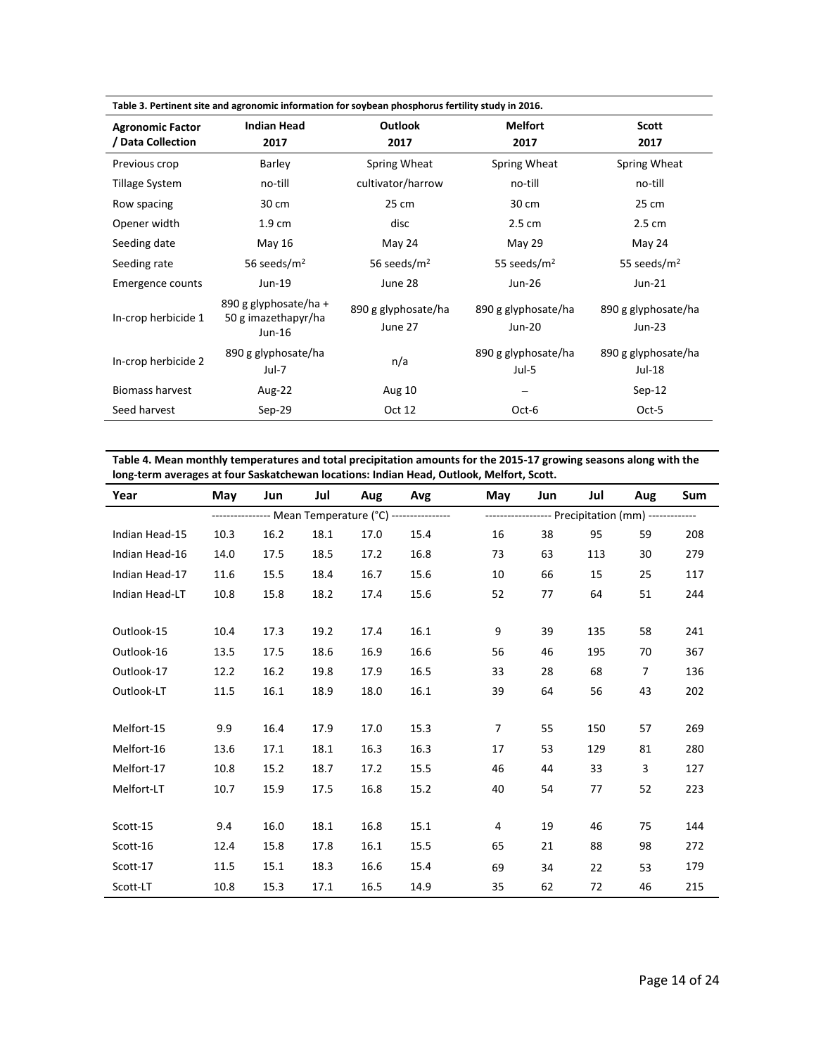**Table 3. Pertinent site and agronomic information for soybean phosphorus fertility study in 2016.**

| Agronomic Factor / Data Collection | Indian Head 2017 | Outlook 2017 | Melfort 2017 | Scott 2017 |
|---|---|---|---|---|
| Previous crop | Barley | Spring Wheat | Spring Wheat | Spring Wheat |
| Tillage System | no-till | cultivator/harrow | no-till | no-till |
| Row spacing | 30 cm | 25 cm | 30 cm | 25 cm |
| Opener width | 1.9 cm | disc | 2.5 cm | 2.5 cm |
| Seeding date | May 16 | May 24 | May 29 | May 24 |
| Seeding rate | 56 seeds/m$^2$ | 56 seeds/m$^2$ | 55 seeds/m$^2$ | 55 seeds/m$^2$ |
| Emergence counts | Jun-19 | June 28 | Jun-26 | Jun-21 |
| In-crop herbicide 1 | 890 g glyphosate/ha + 50 g imazethapyr/ha Jun-16 | 890 g glyphosate/ha June 27 | 890 g glyphosate/ha Jun-20 | 890 g glyphosate/ha Jun-23 |
| In-crop herbicide 2 | 890 g glyphosate/ha Jul-7 | n/a | 890 g glyphosate/ha Jul-5 | 890 g glyphosate/ha Jul-18 |
| Biomass harvest | Aug-22 | Aug 10 | – | Sep-12 |
| Seed harvest | Sep-29 | Oct 12 | Oct-6 | Oct-5 |

**Table 4. Mean monthly temperatures and total precipitation amounts for the 2015-17 growing seasons along with the long-term averages at four Saskatchewan locations: Indian Head, Outlook, Melfort, Scott.**

| Year | May | Jun | Jul | Aug | Avg | May | Jun | Jul | Aug | Sum |
|---|---|---|---|---|---|---|---|---|---|---|
| | Mean Temperature (°C) | | | | | Precipitation (mm) | | | | |
| Indian Head-15 | 10.3 | 16.2 | 18.1 | 17.0 | 15.4 | 16 | 38 | 95 | 59 | 208 |
| Indian Head-16 | 14.0 | 17.5 | 18.5 | 17.2 | 16.8 | 73 | 63 | 113 | 30 | 279 |
| Indian Head-17 | 11.6 | 15.5 | 18.4 | 16.7 | 15.6 | 10 | 66 | 15 | 25 | 117 |
| Indian Head-LT | 10.8 | 15.8 | 18.2 | 17.4 | 15.6 | 52 | 77 | 64 | 51 | 244 |
| Outlook-15 | 10.4 | 17.3 | 19.2 | 17.4 | 16.1 | 9 | 39 | 135 | 58 | 241 |
| Outlook-16 | 13.5 | 17.5 | 18.6 | 16.9 | 16.6 | 56 | 46 | 195 | 70 | 367 |
| Outlook-17 | 12.2 | 16.2 | 19.8 | 17.9 | 16.5 | 33 | 28 | 68 | 7 | 136 |
| Outlook-LT | 11.5 | 16.1 | 18.9 | 18.0 | 16.1 | 39 | 64 | 56 | 43 | 202 |
| Melfort-15 | 9.9 | 16.4 | 17.9 | 17.0 | 15.3 | 7 | 55 | 150 | 57 | 269 |
| Melfort-16 | 13.6 | 17.1 | 18.1 | 16.3 | 16.3 | 17 | 53 | 129 | 81 | 280 |
| Melfort-17 | 10.8 | 15.2 | 18.7 | 17.2 | 15.5 | 46 | 44 | 33 | 3 | 127 |
| Melfort-LT | 10.7 | 15.9 | 17.5 | 16.8 | 15.2 | 40 | 54 | 77 | 52 | 223 |
| Scott-15 | 9.4 | 16.0 | 18.1 | 16.8 | 15.1 | 4 | 19 | 46 | 75 | 144 |
| Scott-16 | 12.4 | 15.8 | 17.8 | 16.1 | 15.5 | 65 | 21 | 88 | 98 | 272 |
| Scott-17 | 11.5 | 15.1 | 18.3 | 16.6 | 15.4 | 69 | 34 | 22 | 53 | 179 |
| Scott-LT | 10.8 | 15.3 | 17.1 | 16.5 | 14.9 | 35 | 62 | 72 | 46 | 215 |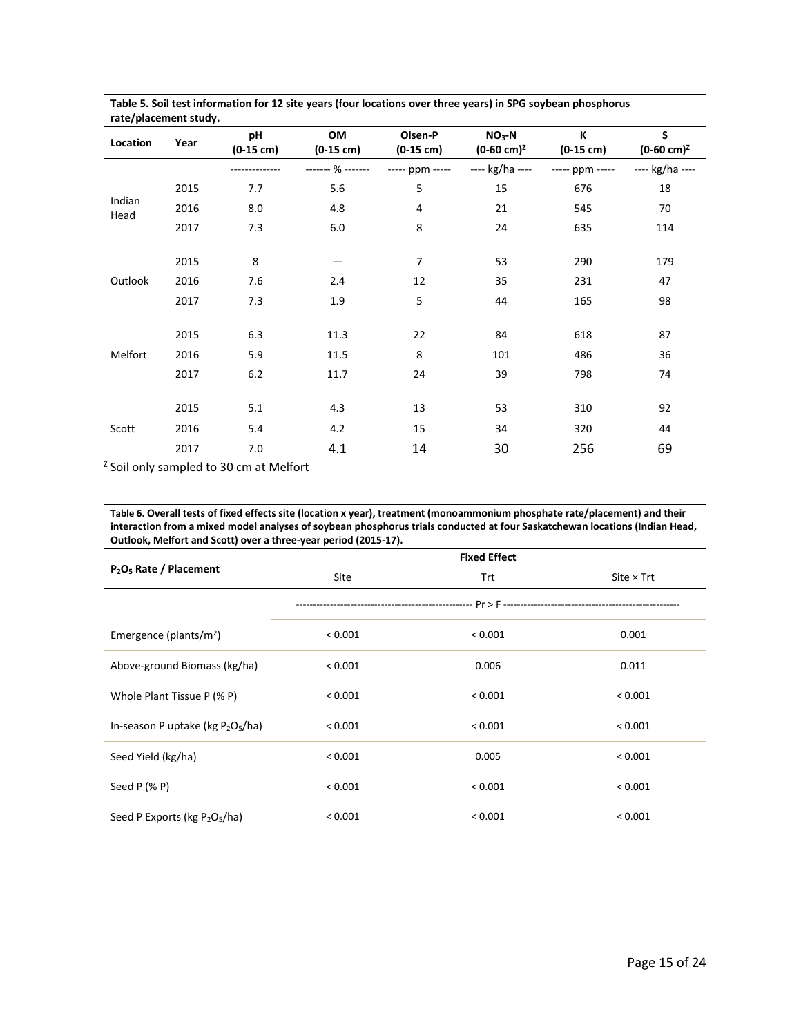**Table 5. Soil test information for 12 site years (four locations over three years) in SPG soybean phosphorus rate/placement study.**

| Location | Year | pH (0-15 cm) | OM (0-15 cm) | Olsen-P (0-15 cm) | $NO_3$-N (0-60 cm)[Z] | K (0-15 cm) | S (0-60 cm)[Z] |
|---|---|---|---|---|---|---|---|
| | | -------------- | ------- % ------- | ----- ppm ----- | ---- kg/ha ---- | ----- ppm ----- | ---- kg/ha ---- |
| Indian Head | 2015 | 7.7 | 5.6 | 5 | 15 | 676 | 18 |
| | 2016 | 8.0 | 4.8 | 4 | 21 | 545 | 70 |
| | 2017 | 7.3 | 6.0 | 8 | 24 | 635 | 114 |
| Outlook | 2015 | 8 | — | 7 | 53 | 290 | 179 |
| | 2016 | 7.6 | 2.4 | 12 | 35 | 231 | 47 |
| | 2017 | 7.3 | 1.9 | 5 | 44 | 165 | 98 |
| Melfort | 2015 | 6.3 | 11.3 | 22 | 84 | 618 | 87 |
| | 2016 | 5.9 | 11.5 | 8 | 101 | 486 | 36 |
| | 2017 | 6.2 | 11.7 | 24 | 39 | 798 | 74 |
| Scott | 2015 | 5.1 | 4.3 | 13 | 53 | 310 | 92 |
| | 2016 | 5.4 | 4.2 | 15 | 34 | 320 | 44 |
| | 2017 | 7.0 | 4.1 | 14 | 30 | 256 | 69 |

[Z] Soil only sampled to 30 cm at Melfort

**Table 6. Overall tests of fixed effects site (location x year), treatment (monoammonium phosphate rate/placement) and their interaction from a mixed model analyses of soybean phosphorus trials conducted at four Saskatchewan locations (Indian Head, Outlook, Melfort and Scott) over a three-year period (2015-17).**

| $P_2O_5$ Rate / Placement | Fixed Effect | | |
|---|---|---|---|
| | Site | Trt | Site × Trt |
| | ---------- Pr > F ---------- | | |
| Emergence (plants/$m^2$) | < 0.001 | < 0.001 | 0.001 |
| Above-ground Biomass (kg/ha) | < 0.001 | 0.006 | 0.011 |
| Whole Plant Tissue P (% P) | < 0.001 | < 0.001 | < 0.001 |
| In-season P uptake (kg $P_2O_5$/ha) | < 0.001 | < 0.001 | < 0.001 |
| Seed Yield (kg/ha) | < 0.001 | 0.005 | < 0.001 |
| Seed P (% P) | < 0.001 | < 0.001 | < 0.001 |
| Seed P Exports (kg $P_2O_5$/ha) | < 0.001 | < 0.001 | < 0.001 |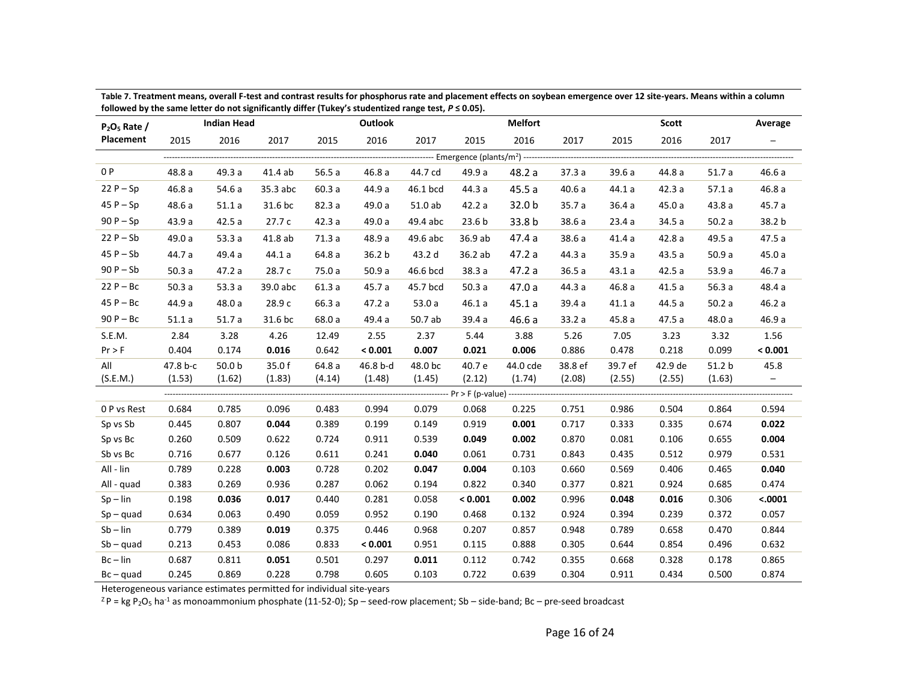**Table 7. Treatment means, overall F-test and contrast results for phosphorus rate and placement effects on soybean emergence over 12 site-years. Means within a column followed by the same letter do not significantly differ (Tukey's studentized range test, *P* ≤ 0.05).**

| $P_2O_5$ Rate / Placement | Indian Head | | | Outlook | | | Melfort | | | Scott | | | Average |
|---|---|---|---|---|---|---|---|---|---|---|---|---|---|
| | 2015 | 2016 | 2017 | 2015 | 2016 | 2017 | 2015 | 2016 | 2017 | 2015 | 2016 | 2017 | – |
| | Emergence (plants/m²) | | | | | | | | | | | | |
| 0 P | 48.8 a | 49.3 a | 41.4 ab | 56.5 a | 46.8 a | 44.7 cd | 49.9 a | 48.2 a | 37.3 a | 39.6 a | 44.8 a | 51.7 a | 46.6 a |
| 22 P – Sp | 46.8 a | 54.6 a | 35.3 abc | 60.3 a | 44.9 a | 46.1 bcd | 44.3 a | 45.5 a | 40.6 a | 44.1 a | 42.3 a | 57.1 a | 46.8 a |
| 45 P – Sp | 48.6 a | 51.1 a | 31.6 bc | 82.3 a | 49.0 a | 51.0 ab | 42.2 a | 32.0 b | 35.7 a | 36.4 a | 45.0 a | 43.8 a | 45.7 a |
| 90 P – Sp | 43.9 a | 42.5 a | 27.7 c | 42.3 a | 49.0 a | 49.4 abc | 23.6 b | 33.8 b | 38.6 a | 23.4 a | 34.5 a | 50.2 a | 38.2 b |
| 22 P – Sb | 49.0 a | 53.3 a | 41.8 ab | 71.3 a | 48.9 a | 49.6 abc | 36.9 ab | 47.4 a | 38.6 a | 41.4 a | 42.8 a | 49.5 a | 47.5 a |
| 45 P – Sb | 44.7 a | 49.4 a | 44.1 a | 64.8 a | 36.2 b | 43.2 d | 36.2 ab | 47.2 a | 44.3 a | 35.9 a | 43.5 a | 50.9 a | 45.0 a |
| 90 P – Sb | 50.3 a | 47.2 a | 28.7 c | 75.0 a | 50.9 a | 46.6 bcd | 38.3 a | 47.2 a | 36.5 a | 43.1 a | 42.5 a | 53.9 a | 46.7 a |
| 22 P – Bc | 50.3 a | 53.3 a | 39.0 abc | 61.3 a | 45.7 a | 45.7 bcd | 50.3 a | 47.0 a | 44.3 a | 46.8 a | 41.5 a | 56.3 a | 48.4 a |
| 45 P – Bc | 44.9 a | 48.0 a | 28.9 c | 66.3 a | 47.2 a | 53.0 a | 46.1 a | 45.1 a | 39.4 a | 41.1 a | 44.5 a | 50.2 a | 46.2 a |
| 90 P – Bc | 51.1 a | 51.7 a | 31.6 bc | 68.0 a | 49.4 a | 50.7 ab | 39.4 a | 46.6 a | 33.2 a | 45.8 a | 47.5 a | 48.0 a | 46.9 a |
| S.E.M. | 2.84 | 3.28 | 4.26 | 12.49 | 2.55 | 2.37 | 5.44 | 3.88 | 5.26 | 7.05 | 3.23 | 3.32 | 1.56 |
| Pr > F | 0.404 | 0.174 | **0.016** | 0.642 | **< 0.001** | **0.007** | **0.021** | **0.006** | 0.886 | 0.478 | 0.218 | 0.099 | **< 0.001** |
| All (S.E.M.) | 47.8 b-c (1.53) | 50.0 b (1.62) | 35.0 f (1.83) | 64.8 a (4.14) | 46.8 b-d (1.48) | 48.0 bc (1.45) | 40.7 e (2.12) | 44.0 cde (1.74) | 38.8 ef (2.08) | 39.7 ef (2.55) | 42.9 de (2.55) | 51.2 b (1.63) | 45.8 – |
| | Pr > F (p-value) | | | | | | | | | | | | |
| 0 P vs Rest | 0.684 | 0.785 | 0.096 | 0.483 | 0.994 | 0.079 | 0.068 | 0.225 | 0.751 | 0.986 | 0.504 | 0.864 | 0.594 |
| Sp vs Sb | 0.445 | 0.807 | **0.044** | 0.389 | 0.199 | 0.149 | 0.919 | **0.001** | 0.717 | 0.333 | 0.335 | 0.674 | **0.022** |
| Sp vs Bc | 0.260 | 0.509 | 0.622 | 0.724 | 0.911 | 0.539 | **0.049** | **0.002** | 0.870 | 0.081 | 0.106 | 0.655 | **0.004** |
| Sb vs Bc | 0.716 | 0.677 | 0.126 | 0.611 | 0.241 | **0.040** | 0.061 | 0.731 | 0.843 | 0.435 | 0.512 | 0.979 | 0.531 |
| All - lin | 0.789 | 0.228 | **0.003** | 0.728 | 0.202 | **0.047** | **0.004** | 0.103 | 0.660 | 0.569 | 0.406 | 0.465 | **0.040** |
| All - quad | 0.383 | 0.269 | 0.936 | 0.287 | 0.062 | 0.194 | 0.822 | 0.340 | 0.377 | 0.821 | 0.924 | 0.685 | 0.474 |
| Sp – lin | 0.198 | **0.036** | **0.017** | 0.440 | 0.281 | 0.058 | **< 0.001** | **0.002** | 0.996 | **0.048** | **0.016** | 0.306 | **<.0001** |
| Sp – quad | 0.634 | 0.063 | 0.490 | 0.059 | 0.952 | 0.190 | 0.468 | 0.132 | 0.924 | 0.394 | 0.239 | 0.372 | 0.057 |
| Sb – lin | 0.779 | 0.389 | **0.019** | 0.375 | 0.446 | 0.968 | 0.207 | 0.857 | 0.948 | 0.789 | 0.658 | 0.470 | 0.844 |
| Sb – quad | 0.213 | 0.453 | 0.086 | 0.833 | **< 0.001** | 0.951 | 0.115 | 0.888 | 0.305 | 0.644 | 0.854 | 0.496 | 0.632 |
| Bc – lin | 0.687 | 0.811 | **0.051** | 0.501 | 0.297 | **0.011** | 0.112 | 0.742 | 0.355 | 0.668 | 0.328 | 0.178 | 0.865 |
| Bc – quad | 0.245 | 0.869 | 0.228 | 0.798 | 0.605 | 0.103 | 0.722 | 0.639 | 0.304 | 0.911 | 0.434 | 0.500 | 0.874 |

Heterogeneous variance estimates permitted for individual site-years

[Z] P = kg $P_2O_5$ ha$^{-1}$ as monoammonium phosphate (11-52-0); Sp – seed-row placement; Sb – side-band; Bc – pre-seed broadcast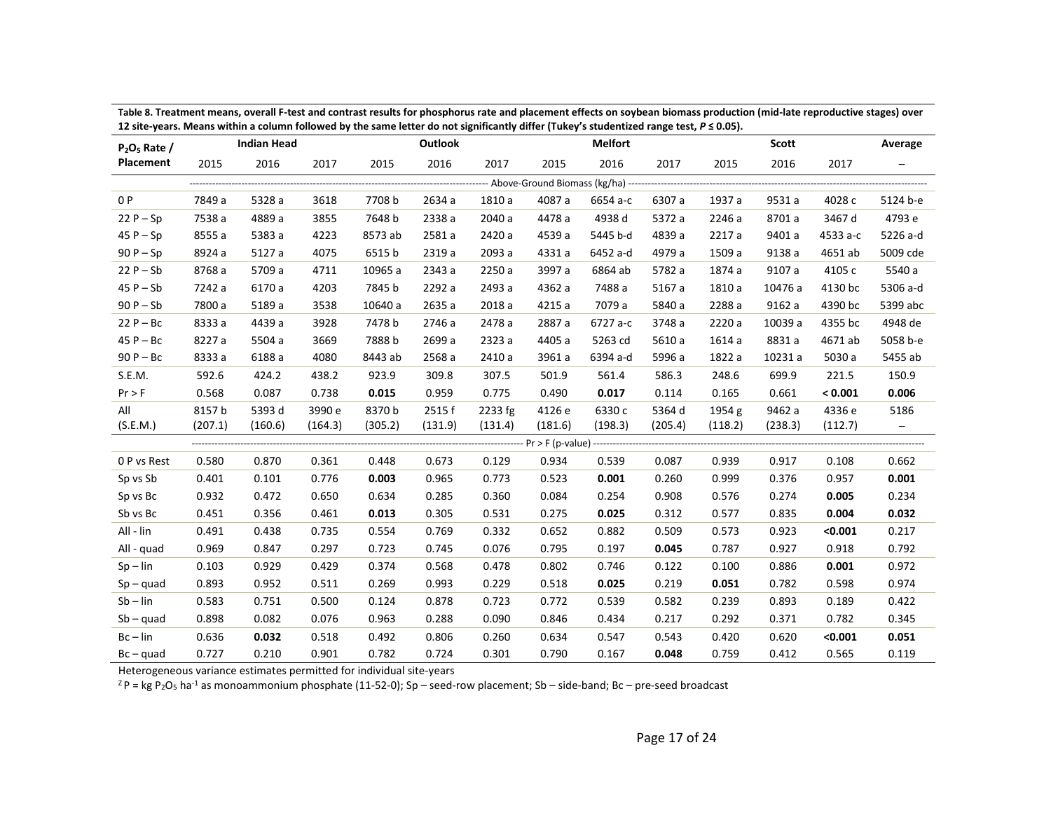**Table 8. Treatment means, overall F-test and contrast results for phosphorus rate and placement effects on soybean biomass production (mid-late reproductive stages) over 12 site-years. Means within a column followed by the same letter do not significantly differ (Tukey's studentized range test, *P* ≤ 0.05).**

| $P_2O_5$ Rate / Placement | Indian Head 2015 | Indian Head 2016 | Indian Head 2017 | Outlook 2015 | Outlook 2016 | Outlook 2017 | Melfort 2015 | Melfort 2016 | Melfort 2017 | Scott 2015 | Scott 2016 | Scott 2017 | Average |
|---|---|---|---|---|---|---|---|---|---|---|---|---|---|
| | Above-Ground Biomass (kg/ha) | | | | | | | | | | | | |
| 0 P | 7849 a | 5328 a | 3618 | 7708 b | 2634 a | 1810 a | 4087 a | 6654 a-c | 6307 a | 1937 a | 9531 a | 4028 c | 5124 b-e |
| 22 P – Sp | 7538 a | 4889 a | 3855 | 7648 b | 2338 a | 2040 a | 4478 a | 4938 d | 5372 a | 2246 a | 8701 a | 3467 d | 4793 e |
| 45 P – Sp | 8555 a | 5383 a | 4223 | 8573 ab | 2581 a | 2420 a | 4539 a | 5445 b-d | 4839 a | 2217 a | 9401 a | 4533 a-c | 5226 a-d |
| 90 P – Sp | 8924 a | 5127 a | 4075 | 6515 b | 2319 a | 2093 a | 4331 a | 6452 a-d | 4979 a | 1509 a | 9138 a | 4651 ab | 5009 cde |
| 22 P – Sb | 8768 a | 5709 a | 4711 | 10965 a | 2343 a | 2250 a | 3997 a | 6864 ab | 5782 a | 1874 a | 9107 a | 4105 c | 5540 a |
| 45 P – Sb | 7242 a | 6170 a | 4203 | 7845 b | 2292 a | 2493 a | 4362 a | 7488 a | 5167 a | 1810 a | 10476 a | 4130 bc | 5306 a-d |
| 90 P – Sb | 7800 a | 5189 a | 3538 | 10640 a | 2635 a | 2018 a | 4215 a | 7079 a | 5840 a | 2288 a | 9162 a | 4390 bc | 5399 abc |
| 22 P – Bc | 8333 a | 4439 a | 3928 | 7478 b | 2746 a | 2478 a | 2887 a | 6727 a-c | 3748 a | 2220 a | 10039 a | 4355 bc | 4948 de |
| 45 P – Bc | 8227 a | 5504 a | 3669 | 7888 b | 2699 a | 2323 a | 4405 a | 5263 cd | 5610 a | 1614 a | 8831 a | 4671 ab | 5058 b-e |
| 90 P – Bc | 8333 a | 6188 a | 4080 | 8443 ab | 2568 a | 2410 a | 3961 a | 6394 a-d | 5996 a | 1822 a | 10231 a | 5030 a | 5455 ab |
| S.E.M. | 592.6 | 424.2 | 438.2 | 923.9 | 309.8 | 307.5 | 501.9 | 561.4 | 586.3 | 248.6 | 699.9 | 221.5 | 150.9 |
| Pr > F | 0.568 | 0.087 | 0.738 | **0.015** | 0.959 | 0.775 | 0.490 | **0.017** | 0.114 | 0.165 | 0.661 | **< 0.001** | **0.006** |
| All (S.E.M.) | 8157 b (207.1) | 5393 d (160.6) | 3990 e (164.3) | 8370 b (305.2) | 2515 f (131.9) | 2233 fg (131.4) | 4126 e (181.6) | 6330 c (198.3) | 5364 d (205.4) | 1954 g (118.2) | 9462 a (238.3) | 4336 e (112.7) | 5186 – |
| | Pr > F (p-value) | | | | | | | | | | | | |
| 0 P vs Rest | 0.580 | 0.870 | 0.361 | 0.448 | 0.673 | 0.129 | 0.934 | 0.539 | 0.087 | 0.939 | 0.917 | 0.108 | 0.662 |
| Sp vs Sb | 0.401 | 0.101 | 0.776 | **0.003** | 0.965 | 0.773 | 0.523 | **0.001** | 0.260 | 0.999 | 0.376 | 0.957 | **0.001** |
| Sp vs Bc | 0.932 | 0.472 | 0.650 | 0.634 | 0.285 | 0.360 | 0.084 | 0.254 | 0.908 | 0.576 | 0.274 | **0.005** | 0.234 |
| Sb vs Bc | 0.451 | 0.356 | 0.461 | **0.013** | 0.305 | 0.531 | 0.275 | **0.025** | 0.312 | 0.577 | 0.835 | **0.004** | **0.032** |
| All - lin | 0.491 | 0.438 | 0.735 | 0.554 | 0.769 | 0.332 | 0.652 | 0.882 | 0.509 | 0.573 | 0.923 | **<0.001** | 0.217 |
| All - quad | 0.969 | 0.847 | 0.297 | 0.723 | 0.745 | 0.076 | 0.795 | 0.197 | **0.045** | 0.787 | 0.927 | 0.918 | 0.792 |
| Sp – lin | 0.103 | 0.929 | 0.429 | 0.374 | 0.568 | 0.478 | 0.802 | 0.746 | 0.122 | 0.100 | 0.886 | **0.001** | 0.972 |
| Sp – quad | 0.893 | 0.952 | 0.511 | 0.269 | 0.993 | 0.229 | 0.518 | **0.025** | 0.219 | **0.051** | 0.782 | 0.598 | 0.974 |
| Sb – lin | 0.583 | 0.751 | 0.500 | 0.124 | 0.878 | 0.723 | 0.772 | 0.539 | 0.582 | 0.239 | 0.893 | 0.189 | 0.422 |
| Sb – quad | 0.898 | 0.082 | 0.076 | 0.963 | 0.288 | 0.090 | 0.846 | 0.434 | 0.217 | 0.292 | 0.371 | 0.782 | 0.345 |
| Bc – lin | 0.636 | **0.032** | 0.518 | 0.492 | 0.806 | 0.260 | 0.634 | 0.547 | 0.543 | 0.420 | 0.620 | **<0.001** | **0.051** |
| Bc – quad | 0.727 | 0.210 | 0.901 | 0.782 | 0.724 | 0.301 | 0.790 | 0.167 | **0.048** | 0.759 | 0.412 | 0.565 | 0.119 |

Heterogeneous variance estimates permitted for individual site-years

[Z] P = kg $P_2O_5$ $ha^{-1}$ as monoammonium phosphate (11-52-0); Sp – seed-row placement; Sb – side-band; Bc – pre-seed broadcast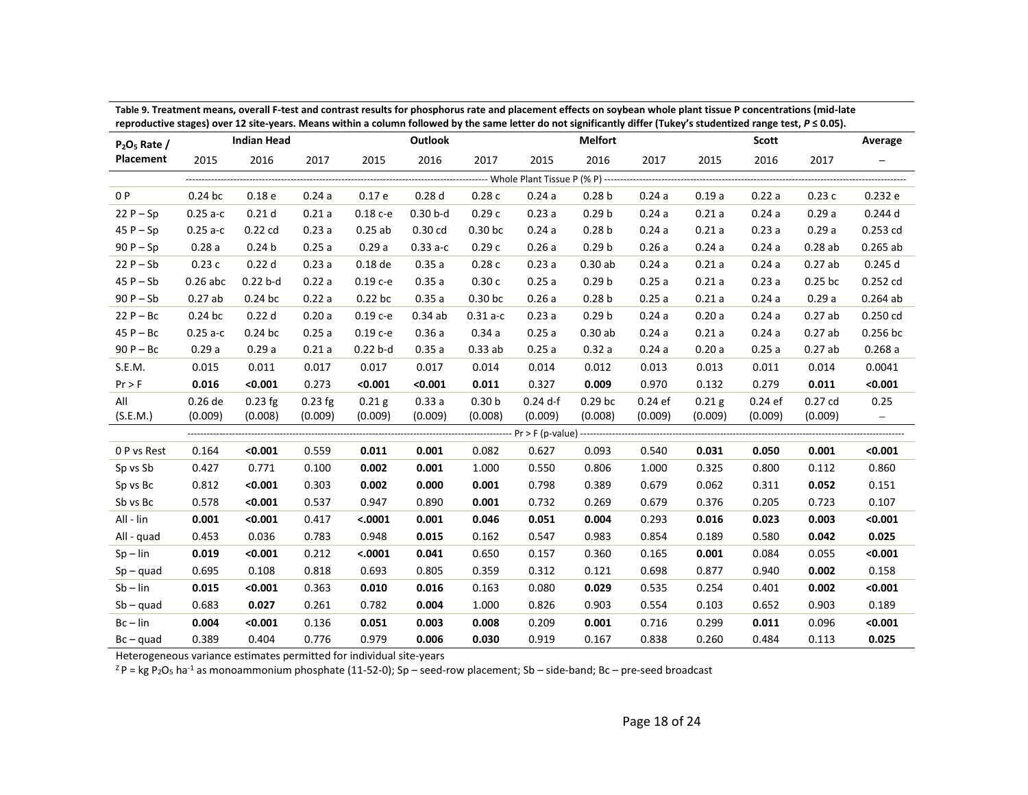**Table 9. Treatment means, overall F-test and contrast results for phosphorus rate and placement effects on soybean whole plant tissue P concentrations (mid-late reproductive stages) over 12 site-years. Means within a column followed by the same letter do not significantly differ (Tukey's studentized range test, *P* ≤ 0.05).**

| $P_2O_5$ Rate / Placement | Indian Head | | | Outlook | | | Melfort | | | Scott | | | Average |
|---|---|---|---|---|---|---|---|---|---|---|---|---|---|
| | 2015 | 2016 | 2017 | 2015 | 2016 | 2017 | 2015 | 2016 | 2017 | 2015 | 2016 | 2017 | – |
| | Whole Plant Tissue P (% P) | | | | | | | | | | | | |
| 0 P | 0.24 bc | 0.18 e | 0.24 a | 0.17 e | 0.28 d | 0.28 c | 0.24 a | 0.28 b | 0.24 a | 0.19 a | 0.22 a | 0.23 c | 0.232 e |
| 22 P – Sp | 0.25 a-c | 0.21 d | 0.21 a | 0.18 c-e | 0.30 b-d | 0.29 c | 0.23 a | 0.29 b | 0.24 a | 0.21 a | 0.24 a | 0.29 a | 0.244 d |
| 45 P – Sp | 0.25 a-c | 0.22 cd | 0.23 a | 0.25 ab | 0.30 cd | 0.30 bc | 0.24 a | 0.28 b | 0.24 a | 0.21 a | 0.23 a | 0.29 a | 0.253 cd |
| 90 P – Sp | 0.28 a | 0.24 b | 0.25 a | 0.29 a | 0.33 a-c | 0.29 c | 0.26 a | 0.29 b | 0.26 a | 0.24 a | 0.24 a | 0.28 ab | 0.265 ab |
| 22 P – Sb | 0.23 c | 0.22 d | 0.23 a | 0.18 de | 0.35 a | 0.28 c | 0.23 a | 0.30 ab | 0.24 a | 0.21 a | 0.24 a | 0.27 ab | 0.245 d |
| 45 P – Sb | 0.26 abc | 0.22 b-d | 0.22 a | 0.19 c-e | 0.35 a | 0.30 c | 0.25 a | 0.29 b | 0.25 a | 0.21 a | 0.23 a | 0.25 bc | 0.252 cd |
| 90 P – Sb | 0.27 ab | 0.24 bc | 0.22 a | 0.22 bc | 0.35 a | 0.30 bc | 0.26 a | 0.28 b | 0.25 a | 0.21 a | 0.24 a | 0.29 a | 0.264 ab |
| 22 P – Bc | 0.24 bc | 0.22 d | 0.20 a | 0.19 c-e | 0.34 ab | 0.31 a-c | 0.23 a | 0.29 b | 0.24 a | 0.20 a | 0.24 a | 0.27 ab | 0.250 cd |
| 45 P – Bc | 0.25 a-c | 0.24 bc | 0.25 a | 0.19 c-e | 0.36 a | 0.34 a | 0.25 a | 0.30 ab | 0.24 a | 0.21 a | 0.24 a | 0.27 ab | 0.256 bc |
| 90 P – Bc | 0.29 a | 0.29 a | 0.21 a | 0.22 b-d | 0.35 a | 0.33 ab | 0.25 a | 0.32 a | 0.24 a | 0.20 a | 0.25 a | 0.27 ab | 0.268 a |
| S.E.M. | 0.015 | 0.011 | 0.017 | 0.017 | 0.017 | 0.014 | 0.014 | 0.012 | 0.013 | 0.013 | 0.011 | 0.014 | 0.0041 |
| Pr > F | **0.016** | **<0.001** | 0.273 | **<0.001** | **<0.001** | **0.011** | 0.327 | **0.009** | 0.970 | 0.132 | 0.279 | **0.011** | **<0.001** |
| All (S.E.M.) | 0.26 de (0.009) | 0.23 fg (0.008) | 0.23 fg (0.009) | 0.21 g (0.009) | 0.33 a (0.009) | 0.30 b (0.008) | 0.24 d-f (0.009) | 0.29 bc (0.008) | 0.24 ef (0.009) | 0.21 g (0.009) | 0.24 ef (0.009) | 0.27 cd (0.009) | 0.25 – |
| | Pr > F (p-value) | | | | | | | | | | | | |
| 0 P vs Rest | 0.164 | **<0.001** | 0.559 | **0.011** | **0.001** | 0.082 | 0.627 | 0.093 | 0.540 | **0.031** | **0.050** | **0.001** | **<0.001** |
| Sp vs Sb | 0.427 | 0.771 | 0.100 | **0.002** | **0.001** | 1.000 | 0.550 | 0.806 | 1.000 | 0.325 | 0.800 | 0.112 | 0.860 |
| Sp vs Bc | 0.812 | **<0.001** | 0.303 | **0.002** | **0.000** | **0.001** | 0.798 | 0.389 | 0.679 | 0.062 | 0.311 | **0.052** | 0.151 |
| Sb vs Bc | 0.578 | **<0.001** | 0.537 | 0.947 | 0.890 | **0.001** | 0.732 | 0.269 | 0.679 | 0.376 | 0.205 | 0.723 | 0.107 |
| All - lin | **0.001** | **<0.001** | 0.417 | **<.0001** | **0.001** | **0.046** | **0.051** | **0.004** | 0.293 | **0.016** | **0.023** | **0.003** | **<0.001** |
| All - quad | 0.453 | 0.036 | 0.783 | 0.948 | **0.015** | 0.162 | 0.547 | 0.983 | 0.854 | 0.189 | 0.580 | **0.042** | **0.025** |
| Sp – lin | **0.019** | **<0.001** | 0.212 | **<.0001** | **0.041** | 0.650 | 0.157 | 0.360 | 0.165 | **0.001** | 0.084 | 0.055 | **<0.001** |
| Sp – quad | 0.695 | 0.108 | 0.818 | 0.693 | 0.805 | 0.359 | 0.312 | 0.121 | 0.698 | 0.877 | 0.940 | **0.002** | 0.158 |
| Sb – lin | **0.015** | **<0.001** | 0.363 | **0.010** | **0.016** | 0.163 | 0.080 | **0.029** | 0.535 | 0.254 | 0.401 | **0.002** | **<0.001** |
| Sb – quad | 0.683 | **0.027** | 0.261 | 0.782 | **0.004** | 1.000 | 0.826 | 0.903 | 0.554 | 0.103 | 0.652 | 0.903 | 0.189 |
| Bc – lin | **0.004** | **<0.001** | 0.136 | **0.051** | **0.003** | **0.008** | 0.209 | **0.001** | 0.716 | 0.299 | **0.011** | 0.096 | **<0.001** |
| Bc – quad | 0.389 | 0.404 | 0.776 | 0.979 | **0.006** | **0.030** | 0.919 | 0.167 | 0.838 | 0.260 | 0.484 | 0.113 | **0.025** |

Heterogeneous variance estimates permitted for individual site-years

[Z] P = kg $P_2O_5$ $ha^{-1}$ as monoammonium phosphate (11-52-0); Sp – seed-row placement; Sb – side-band; Bc – pre-seed broadcast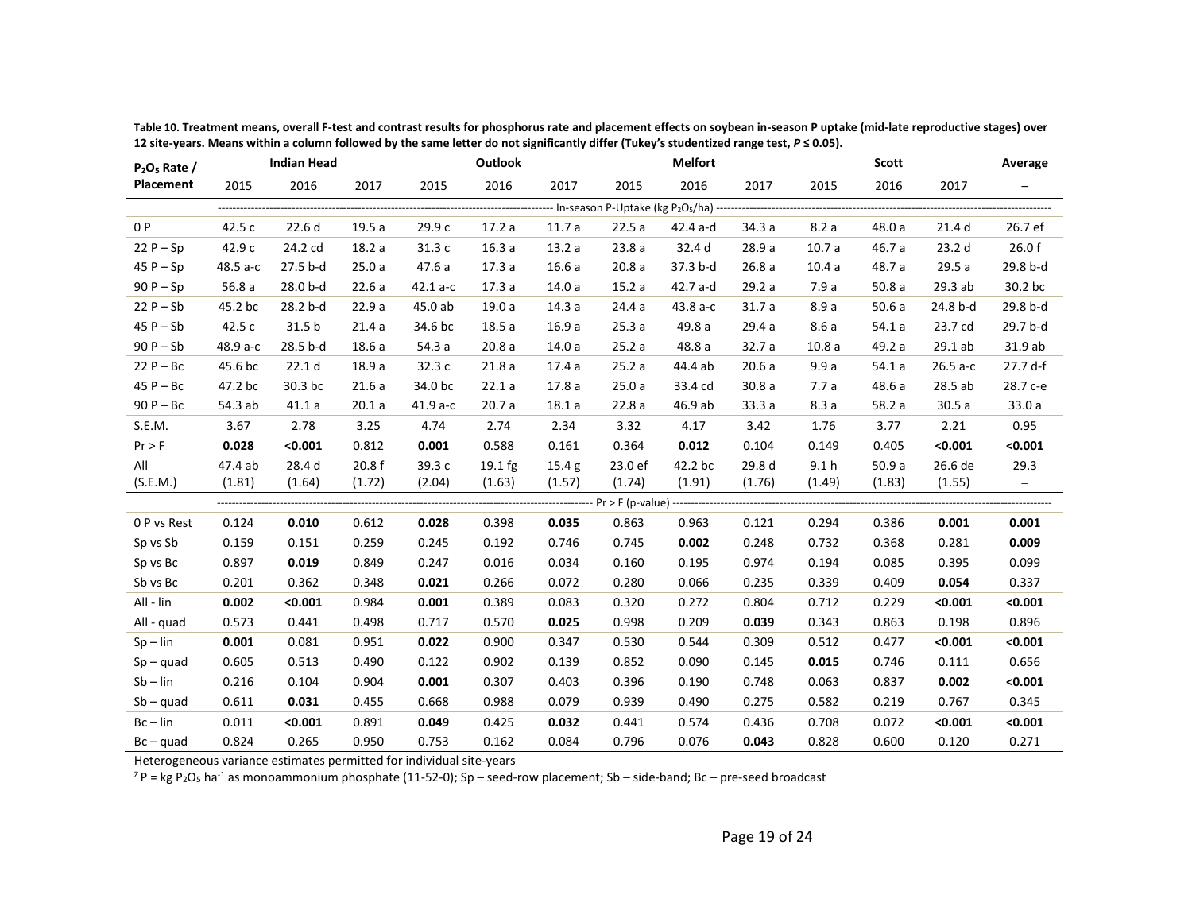**Table 10. Treatment means, overall F-test and contrast results for phosphorus rate and placement effects on soybean in-season P uptake (mid-late reproductive stages) over 12 site-years. Means within a column followed by the same letter do not significantly differ (Tukey's studentized range test, *P* ≤ 0.05).**

| $P_2O_5$ Rate / Placement | Indian Head | | | Outlook | | | Melfort | | | Scott | | | Average |
|---|---|---|---|---|---|---|---|---|---|---|---|---|---|
| | 2015 | 2016 | 2017 | 2015 | 2016 | 2017 | 2015 | 2016 | 2017 | 2015 | 2016 | 2017 | – |
| | In-season P-Uptake (kg $P_2O_5$/ha) | | | | | | | | | | | | |
| 0 P | 42.5 c | 22.6 d | 19.5 a | 29.9 c | 17.2 a | 11.7 a | 22.5 a | 42.4 a-d | 34.3 a | 8.2 a | 48.0 a | 21.4 d | 26.7 ef |
| 22 P – Sp | 42.9 c | 24.2 cd | 18.2 a | 31.3 c | 16.3 a | 13.2 a | 23.8 a | 32.4 d | 28.9 a | 10.7 a | 46.7 a | 23.2 d | 26.0 f |
| 45 P – Sp | 48.5 a-c | 27.5 b-d | 25.0 a | 47.6 a | 17.3 a | 16.6 a | 20.8 a | 37.3 b-d | 26.8 a | 10.4 a | 48.7 a | 29.5 a | 29.8 b-d |
| 90 P – Sp | 56.8 a | 28.0 b-d | 22.6 a | 42.1 a-c | 17.3 a | 14.0 a | 15.2 a | 42.7 a-d | 29.2 a | 7.9 a | 50.8 a | 29.3 ab | 30.2 bc |
| 22 P – Sb | 45.2 bc | 28.2 b-d | 22.9 a | 45.0 ab | 19.0 a | 14.3 a | 24.4 a | 43.8 a-c | 31.7 a | 8.9 a | 50.6 a | 24.8 b-d | 29.8 b-d |
| 45 P – Sb | 42.5 c | 31.5 b | 21.4 a | 34.6 bc | 18.5 a | 16.9 a | 25.3 a | 49.8 a | 29.4 a | 8.6 a | 54.1 a | 23.7 cd | 29.7 b-d |
| 90 P – Sb | 48.9 a-c | 28.5 b-d | 18.6 a | 54.3 a | 20.8 a | 14.0 a | 25.2 a | 48.8 a | 32.7 a | 10.8 a | 49.2 a | 29.1 ab | 31.9 ab |
| 22 P – Bc | 45.6 bc | 22.1 d | 18.9 a | 32.3 c | 21.8 a | 17.4 a | 25.2 a | 44.4 ab | 20.6 a | 9.9 a | 54.1 a | 26.5 a-c | 27.7 d-f |
| 45 P – Bc | 47.2 bc | 30.3 bc | 21.6 a | 34.0 bc | 22.1 a | 17.8 a | 25.0 a | 33.4 cd | 30.8 a | 7.7 a | 48.6 a | 28.5 ab | 28.7 c-e |
| 90 P – Bc | 54.3 ab | 41.1 a | 20.1 a | 41.9 a-c | 20.7 a | 18.1 a | 22.8 a | 46.9 ab | 33.3 a | 8.3 a | 58.2 a | 30.5 a | 33.0 a |
| S.E.M. | 3.67 | 2.78 | 3.25 | 4.74 | 2.74 | 2.34 | 3.32 | 4.17 | 3.42 | 1.76 | 3.77 | 2.21 | 0.95 |
| Pr > F | **0.028** | **<0.001** | 0.812 | **0.001** | 0.588 | 0.161 | 0.364 | **0.012** | 0.104 | 0.149 | 0.405 | **<0.001** | **<0.001** |
| All (S.E.M.) | 47.4 ab (1.81) | 28.4 d (1.64) | 20.8 f (1.72) | 39.3 c (2.04) | 19.1 fg (1.63) | 15.4 g (1.57) | 23.0 ef (1.74) | 42.2 bc (1.91) | 29.8 d (1.76) | 9.1 h (1.49) | 50.9 a (1.83) | 26.6 de (1.55) | 29.3 – |
| | Pr > F (p-value) | | | | | | | | | | | | |
| 0 P vs Rest | 0.124 | **0.010** | 0.612 | **0.028** | 0.398 | **0.035** | 0.863 | 0.963 | 0.121 | 0.294 | 0.386 | **0.001** | **0.001** |
| Sp vs Sb | 0.159 | 0.151 | 0.259 | 0.245 | 0.192 | 0.746 | 0.745 | **0.002** | 0.248 | 0.732 | 0.368 | 0.281 | **0.009** |
| Sp vs Bc | 0.897 | **0.019** | 0.849 | 0.247 | 0.016 | 0.034 | 0.160 | 0.195 | 0.974 | 0.194 | 0.085 | 0.395 | 0.099 |
| Sb vs Bc | 0.201 | 0.362 | 0.348 | **0.021** | 0.266 | 0.072 | 0.280 | 0.066 | 0.235 | 0.339 | 0.409 | **0.054** | 0.337 |
| All - lin | **0.002** | **<0.001** | 0.984 | **0.001** | 0.389 | 0.083 | 0.320 | 0.272 | 0.804 | 0.712 | 0.229 | **<0.001** | **<0.001** |
| All - quad | 0.573 | 0.441 | 0.498 | 0.717 | 0.570 | **0.025** | 0.998 | 0.209 | **0.039** | 0.343 | 0.863 | 0.198 | 0.896 |
| Sp – lin | **0.001** | 0.081 | 0.951 | **0.022** | 0.900 | 0.347 | 0.530 | 0.544 | 0.309 | 0.512 | 0.477 | **<0.001** | **<0.001** |
| Sp – quad | 0.605 | 0.513 | 0.490 | 0.122 | 0.902 | 0.139 | 0.852 | 0.090 | 0.145 | **0.015** | 0.746 | 0.111 | 0.656 |
| Sb – lin | 0.216 | 0.104 | 0.904 | **0.001** | 0.307 | 0.403 | 0.396 | 0.190 | 0.748 | 0.063 | 0.837 | **0.002** | **<0.001** |
| Sb – quad | 0.611 | **0.031** | 0.455 | 0.668 | 0.988 | 0.079 | 0.939 | 0.490 | 0.275 | 0.582 | 0.219 | 0.767 | 0.345 |
| Bc – lin | 0.011 | **<0.001** | 0.891 | **0.049** | 0.425 | **0.032** | 0.441 | 0.574 | 0.436 | 0.708 | 0.072 | **<0.001** | **<0.001** |
| Bc – quad | 0.824 | 0.265 | 0.950 | 0.753 | 0.162 | 0.084 | 0.796 | 0.076 | **0.043** | 0.828 | 0.600 | 0.120 | 0.271 |

Heterogeneous variance estimates permitted for individual site-years

[Z] P = kg $P_2O_5$ $ha^{-1}$ as monoammonium phosphate (11-52-0); Sp – seed-row placement; Sb – side-band; Bc – pre-seed broadcast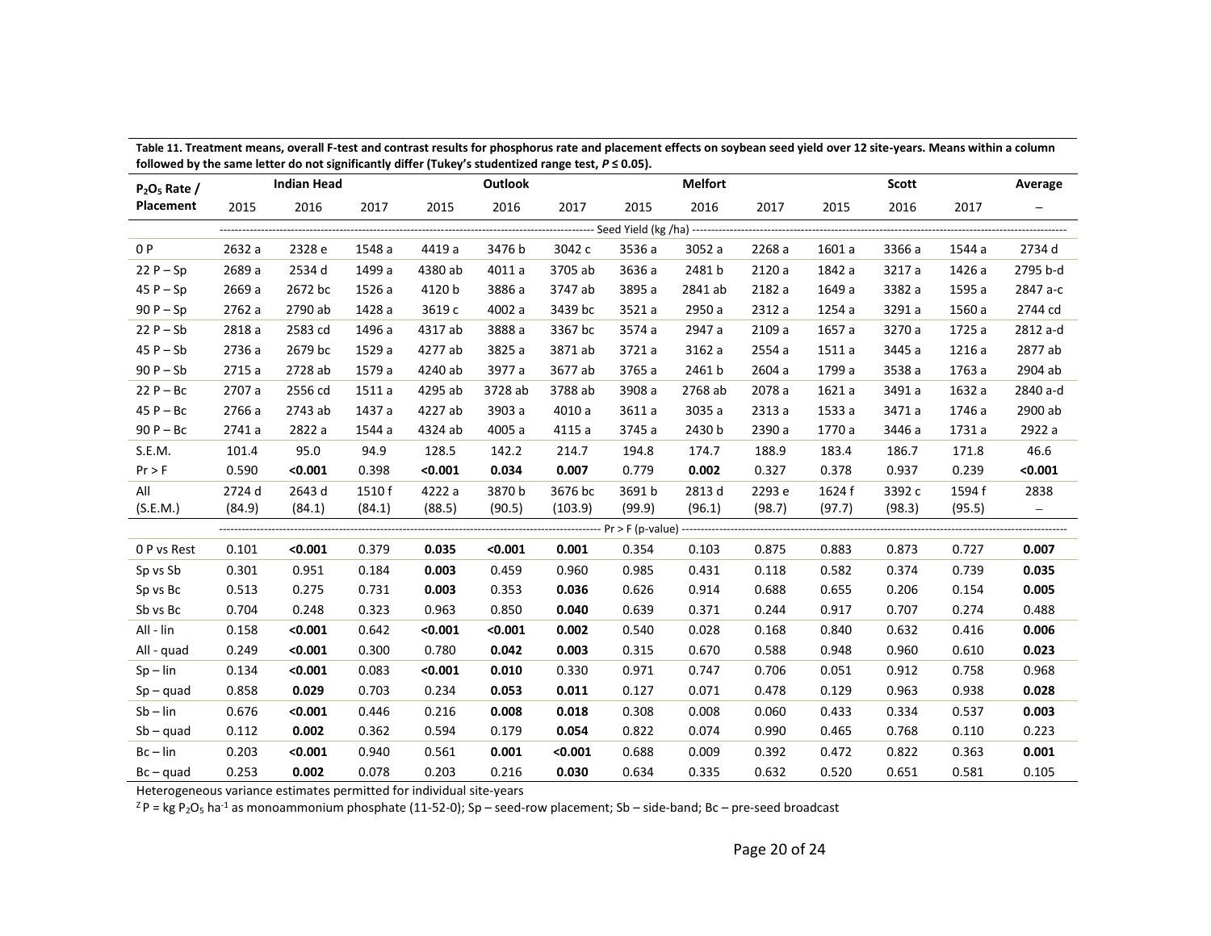**Table 11. Treatment means, overall F-test and contrast results for phosphorus rate and placement effects on soybean seed yield over 12 site-years. Means within a column followed by the same letter do not significantly differ (Tukey's studentized range test, $P \leq 0.05$).**

| $P_2O_5$ Rate / Placement | Indian Head | | | Outlook | | | Melfort | | | Scott | | | Average |
|---|---|---|---|---|---|---|---|---|---|---|---|---|---|
| | 2015 | 2016 | 2017 | 2015 | 2016 | 2017 | 2015 | 2016 | 2017 | 2015 | 2016 | 2017 | – |
| | Seed Yield (kg /ha) | | | | | | | | | | | | |
| 0 P | 2632 a | 2328 e | 1548 a | 4419 a | 3476 b | 3042 c | 3536 a | 3052 a | 2268 a | 1601 a | 3366 a | 1544 a | 2734 d |
| 22 P – Sp | 2689 a | 2534 d | 1499 a | 4380 ab | 4011 a | 3705 ab | 3636 a | 2481 b | 2120 a | 1842 a | 3217 a | 1426 a | 2795 b-d |
| 45 P – Sp | 2669 a | 2672 bc | 1526 a | 4120 b | 3886 a | 3747 ab | 3895 a | 2841 ab | 2182 a | 1649 a | 3382 a | 1595 a | 2847 a-c |
| 90 P – Sp | 2762 a | 2790 ab | 1428 a | 3619 c | 4002 a | 3439 bc | 3521 a | 2950 a | 2312 a | 1254 a | 3291 a | 1560 a | 2744 cd |
| 22 P – Sb | 2818 a | 2583 cd | 1496 a | 4317 ab | 3888 a | 3367 bc | 3574 a | 2947 a | 2109 a | 1657 a | 3270 a | 1725 a | 2812 a-d |
| 45 P – Sb | 2736 a | 2679 bc | 1529 a | 4277 ab | 3825 a | 3871 ab | 3721 a | 3162 a | 2554 a | 1511 a | 3445 a | 1216 a | 2877 ab |
| 90 P – Sb | 2715 a | 2728 ab | 1579 a | 4240 ab | 3977 a | 3677 ab | 3765 a | 2461 b | 2604 a | 1799 a | 3538 a | 1763 a | 2904 ab |
| 22 P – Bc | 2707 a | 2556 cd | 1511 a | 4295 ab | 3728 ab | 3788 ab | 3908 a | 2768 ab | 2078 a | 1621 a | 3491 a | 1632 a | 2840 a-d |
| 45 P – Bc | 2766 a | 2743 ab | 1437 a | 4227 ab | 3903 a | 4010 a | 3611 a | 3035 a | 2313 a | 1533 a | 3471 a | 1746 a | 2900 ab |
| 90 P – Bc | 2741 a | 2822 a | 1544 a | 4324 ab | 4005 a | 4115 a | 3745 a | 2430 b | 2390 a | 1770 a | 3446 a | 1731 a | 2922 a |
| S.E.M. | 101.4 | 95.0 | 94.9 | 128.5 | 142.2 | 214.7 | 194.8 | 174.7 | 188.9 | 183.4 | 186.7 | 171.8 | 46.6 |
| Pr > F | 0.590 | **<0.001** | 0.398 | **<0.001** | **0.034** | **0.007** | 0.779 | **0.002** | 0.327 | 0.378 | 0.937 | 0.239 | **<0.001** |
| All (S.E.M.) | 2724 d (84.9) | 2643 d (84.1) | 1510 f (84.1) | 4222 a (88.5) | 3870 b (90.5) | 3676 bc (103.9) | 3691 b (99.9) | 2813 d (96.1) | 2293 e (98.7) | 1624 f (97.7) | 3392 c (98.3) | 1594 f (95.5) | 2838 – |
| | Pr > F (p-value) | | | | | | | | | | | | |
| 0 P vs Rest | 0.101 | **<0.001** | 0.379 | **0.035** | **<0.001** | **0.001** | 0.354 | 0.103 | 0.875 | 0.883 | 0.873 | 0.727 | **0.007** |
| Sp vs Sb | 0.301 | 0.951 | 0.184 | **0.003** | 0.459 | 0.960 | 0.985 | 0.431 | 0.118 | 0.582 | 0.374 | 0.739 | **0.035** |
| Sp vs Bc | 0.513 | 0.275 | 0.731 | **0.003** | 0.353 | **0.036** | 0.626 | 0.914 | 0.688 | 0.655 | 0.206 | 0.154 | **0.005** |
| Sb vs Bc | 0.704 | 0.248 | 0.323 | 0.963 | 0.850 | **0.040** | 0.639 | 0.371 | 0.244 | 0.917 | 0.707 | 0.274 | 0.488 |
| All - lin | 0.158 | **<0.001** | 0.642 | **<0.001** | **<0.001** | **0.002** | 0.540 | 0.028 | 0.168 | 0.840 | 0.632 | 0.416 | **0.006** |
| All - quad | 0.249 | **<0.001** | 0.300 | 0.780 | **0.042** | **0.003** | 0.315 | 0.670 | 0.588 | 0.948 | 0.960 | 0.610 | **0.023** |
| Sp – lin | 0.134 | **<0.001** | 0.083 | **<0.001** | **0.010** | 0.330 | 0.971 | 0.747 | 0.706 | 0.051 | 0.912 | 0.758 | 0.968 |
| Sp – quad | 0.858 | **0.029** | 0.703 | 0.234 | **0.053** | **0.011** | 0.127 | 0.071 | 0.478 | 0.129 | 0.963 | 0.938 | **0.028** |
| Sb – lin | 0.676 | **<0.001** | 0.446 | 0.216 | **0.008** | **0.018** | 0.308 | 0.008 | 0.060 | 0.433 | 0.334 | 0.537 | **0.003** |
| Sb – quad | 0.112 | **0.002** | 0.362 | 0.594 | 0.179 | **0.054** | 0.822 | 0.074 | 0.990 | 0.465 | 0.768 | 0.110 | 0.223 |
| Bc – lin | 0.203 | **<0.001** | 0.940 | 0.561 | **0.001** | **<0.001** | 0.688 | 0.009 | 0.392 | 0.472 | 0.822 | 0.363 | **0.001** |
| Bc – quad | 0.253 | **0.002** | 0.078 | 0.203 | 0.216 | **0.030** | 0.634 | 0.335 | 0.632 | 0.520 | 0.651 | 0.581 | 0.105 |

Heterogeneous variance estimates permitted for individual site-years

[Z] P = kg $P_2O_5$ $ha^{-1}$ as monoammonium phosphate (11-52-0); Sp – seed-row placement; Sb – side-band; Bc – pre-seed broadcast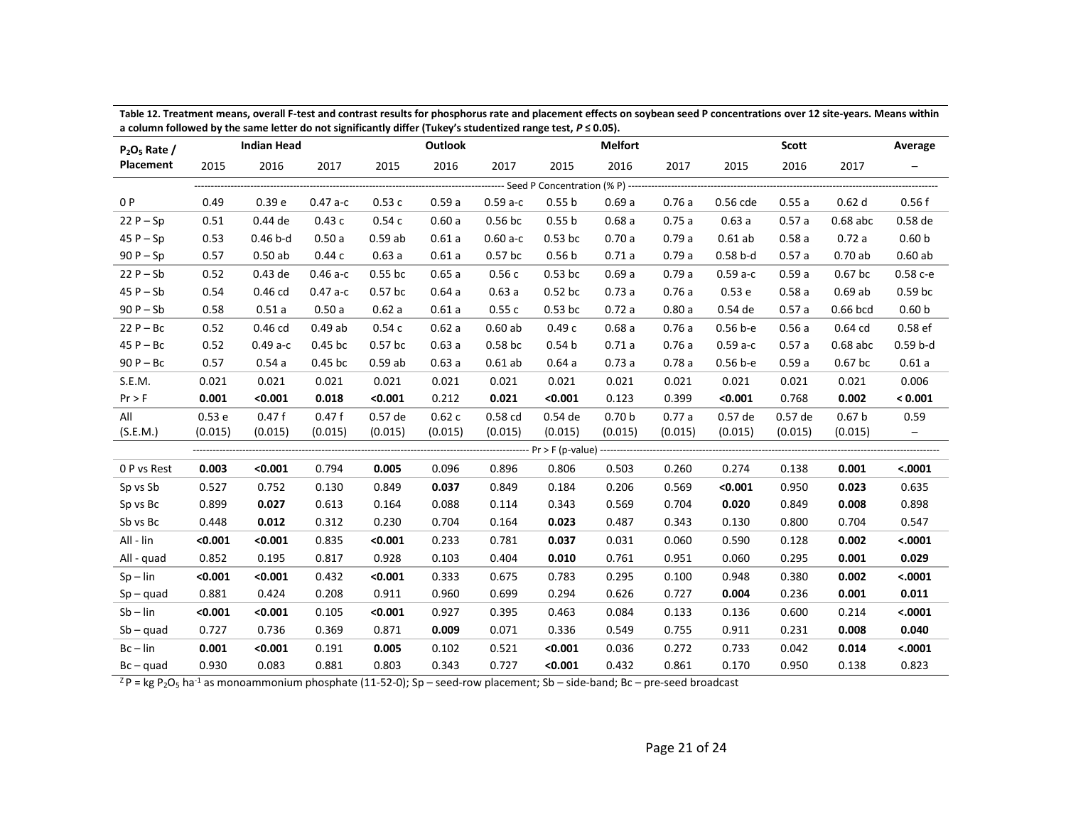**Table 12. Treatment means, overall F-test and contrast results for phosphorus rate and placement effects on soybean seed P concentrations over 12 site-years. Means within a column followed by the same letter do not significantly differ (Tukey's studentized range test, $P \leq 0.05$).**

| $P_2O_5$ Rate / Placement | Indian Head | | | Outlook | | | Melfort | | | Scott | | | Average |
|---|---|---|---|---|---|---|---|---|---|---|---|---|---|
| | 2015 | 2016 | 2017 | 2015 | 2016 | 2017 | 2015 | 2016 | 2017 | 2015 | 2016 | 2017 | – |
| | Seed P Concentration (% P) | | | | | | | | | | | | |
| 0 P | 0.49 | 0.39 e | 0.47 a-c | 0.53 c | 0.59 a | 0.59 a-c | 0.55 b | 0.69 a | 0.76 a | 0.56 cde | 0.55 a | 0.62 d | 0.56 f |
| 22 P – Sp | 0.51 | 0.44 de | 0.43 c | 0.54 c | 0.60 a | 0.56 bc | 0.55 b | 0.68 a | 0.75 a | 0.63 a | 0.57 a | 0.68 abc | 0.58 de |
| 45 P – Sp | 0.53 | 0.46 b-d | 0.50 a | 0.59 ab | 0.61 a | 0.60 a-c | 0.53 bc | 0.70 a | 0.79 a | 0.61 ab | 0.58 a | 0.72 a | 0.60 b |
| 90 P – Sp | 0.57 | 0.50 ab | 0.44 c | 0.63 a | 0.61 a | 0.57 bc | 0.56 b | 0.71 a | 0.79 a | 0.58 b-d | 0.57 a | 0.70 ab | 0.60 ab |
| 22 P – Sb | 0.52 | 0.43 de | 0.46 a-c | 0.55 bc | 0.65 a | 0.56 c | 0.53 bc | 0.69 a | 0.79 a | 0.59 a-c | 0.59 a | 0.67 bc | 0.58 c-e |
| 45 P – Sb | 0.54 | 0.46 cd | 0.47 a-c | 0.57 bc | 0.64 a | 0.63 a | 0.52 bc | 0.73 a | 0.76 a | 0.53 e | 0.58 a | 0.69 ab | 0.59 bc |
| 90 P – Sb | 0.58 | 0.51 a | 0.50 a | 0.62 a | 0.61 a | 0.55 c | 0.53 bc | 0.72 a | 0.80 a | 0.54 de | 0.57 a | 0.66 bcd | 0.60 b |
| 22 P – Bc | 0.52 | 0.46 cd | 0.49 ab | 0.54 c | 0.62 a | 0.60 ab | 0.49 c | 0.68 a | 0.76 a | 0.56 b-e | 0.56 a | 0.64 cd | 0.58 ef |
| 45 P – Bc | 0.52 | 0.49 a-c | 0.45 bc | 0.57 bc | 0.63 a | 0.58 bc | 0.54 b | 0.71 a | 0.76 a | 0.59 a-c | 0.57 a | 0.68 abc | 0.59 b-d |
| 90 P – Bc | 0.57 | 0.54 a | 0.45 bc | 0.59 ab | 0.63 a | 0.61 ab | 0.64 a | 0.73 a | 0.78 a | 0.56 b-e | 0.59 a | 0.67 bc | 0.61 a |
| S.E.M. | 0.021 | 0.021 | 0.021 | 0.021 | 0.021 | 0.021 | 0.021 | 0.021 | 0.021 | 0.021 | 0.021 | 0.021 | 0.006 |
| Pr > F | **0.001** | **<0.001** | **0.018** | **<0.001** | 0.212 | **0.021** | **<0.001** | 0.123 | 0.399 | **<0.001** | 0.768 | **0.002** | **< 0.001** |
| All (S.E.M.) | 0.53 e (0.015) | 0.47 f (0.015) | 0.47 f (0.015) | 0.57 de (0.015) | 0.62 c (0.015) | 0.58 cd (0.015) | 0.54 de (0.015) | 0.70 b (0.015) | 0.77 a (0.015) | 0.57 de (0.015) | 0.57 de (0.015) | 0.67 b (0.015) | 0.59 – |
| | Pr > F (p-value) | | | | | | | | | | | | |
| 0 P vs Rest | **0.003** | **<0.001** | 0.794 | **0.005** | 0.096 | 0.896 | 0.806 | 0.503 | 0.260 | 0.274 | 0.138 | **0.001** | **<.0001** |
| Sp vs Sb | 0.527 | 0.752 | 0.130 | 0.849 | **0.037** | 0.849 | 0.184 | 0.206 | 0.569 | **<0.001** | 0.950 | **0.023** | 0.635 |
| Sp vs Bc | 0.899 | **0.027** | 0.613 | 0.164 | 0.088 | 0.114 | 0.343 | 0.569 | 0.704 | **0.020** | 0.849 | **0.008** | 0.898 |
| Sb vs Bc | 0.448 | **0.012** | 0.312 | 0.230 | 0.704 | 0.164 | **0.023** | 0.487 | 0.343 | 0.130 | 0.800 | 0.704 | 0.547 |
| All - lin | **<0.001** | **<0.001** | 0.835 | **<0.001** | 0.233 | 0.781 | **0.037** | 0.031 | 0.060 | 0.590 | 0.128 | **0.002** | **<.0001** |
| All - quad | 0.852 | 0.195 | 0.817 | 0.928 | 0.103 | 0.404 | **0.010** | 0.761 | 0.951 | 0.060 | 0.295 | **0.001** | **0.029** |
| Sp – lin | **<0.001** | **<0.001** | 0.432 | **<0.001** | 0.333 | 0.675 | 0.783 | 0.295 | 0.100 | 0.948 | 0.380 | **0.002** | **<.0001** |
| Sp – quad | 0.881 | 0.424 | 0.208 | 0.911 | 0.960 | 0.699 | 0.294 | 0.626 | 0.727 | **0.004** | 0.236 | **0.001** | **0.011** |
| Sb – lin | **<0.001** | **<0.001** | 0.105 | **<0.001** | 0.927 | 0.395 | 0.463 | 0.084 | 0.133 | 0.136 | 0.600 | 0.214 | **<.0001** |
| Sb – quad | 0.727 | 0.736 | 0.369 | 0.871 | **0.009** | 0.071 | 0.336 | 0.549 | 0.755 | 0.911 | 0.231 | **0.008** | **0.040** |
| Bc – lin | **0.001** | **<0.001** | 0.191 | **0.005** | 0.102 | 0.521 | **<0.001** | 0.036 | 0.272 | 0.733 | 0.042 | **0.014** | **<.0001** |
| Bc – quad | 0.930 | 0.083 | 0.881 | 0.803 | 0.343 | 0.727 | **<0.001** | 0.432 | 0.861 | 0.170 | 0.950 | 0.138 | 0.823 |

[Z] P = kg $P_2O_5$ $ha^{-1}$ as monoammonium phosphate (11-52-0); Sp – seed-row placement; Sb – side-band; Bc – pre-seed broadcast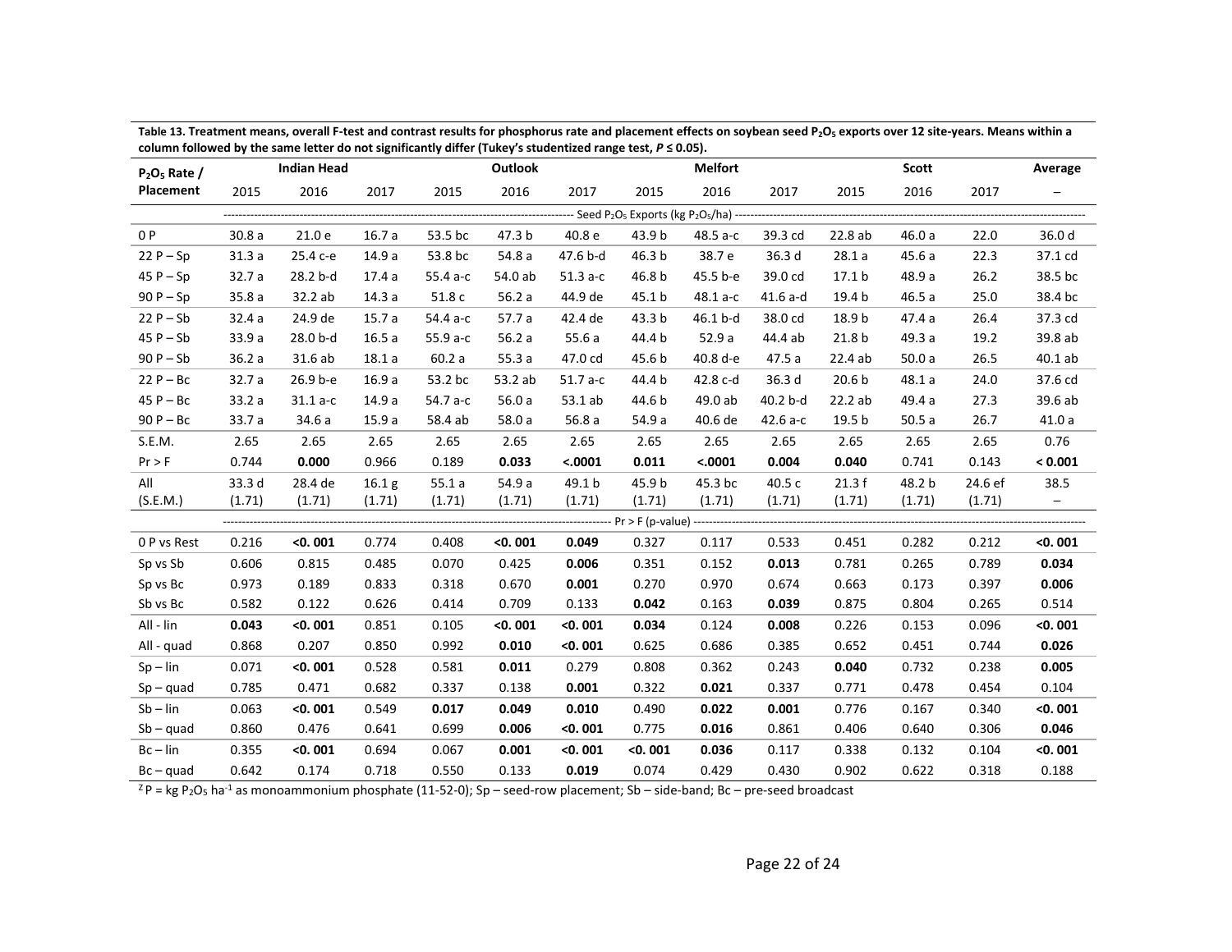**Table 13. Treatment means, overall F-test and contrast results for phosphorus rate and placement effects on soybean seed $P_2O_5$ exports over 12 site-years. Means within a column followed by the same letter do not significantly differ (Tukey's studentized range test, $P \leq 0.05$).**

| $P_2O_5$ Rate / Placement | Indian Head | | | Outlook | | | Melfort | | | Scott | | | Average |
|---|---|---|---|---|---|---|---|---|---|---|---|---|---|
| | 2015 | 2016 | 2017 | 2015 | 2016 | 2017 | 2015 | 2016 | 2017 | 2015 | 2016 | 2017 | – |
| | Seed $P_2O_5$ Exports (kg $P_2O_5$/ha) | | | | | | | | | | | | |
| 0 P | 30.8 a | 21.0 e | 16.7 a | 53.5 bc | 47.3 b | 40.8 e | 43.9 b | 48.5 a-c | 39.3 cd | 22.8 ab | 46.0 a | 22.0 | 36.0 d |
| 22 P – Sp | 31.3 a | 25.4 c-e | 14.9 a | 53.8 bc | 54.8 a | 47.6 b-d | 46.3 b | 38.7 e | 36.3 d | 28.1 a | 45.6 a | 22.3 | 37.1 cd |
| 45 P – Sp | 32.7 a | 28.2 b-d | 17.4 a | 55.4 a-c | 54.0 ab | 51.3 a-c | 46.8 b | 45.5 b-e | 39.0 cd | 17.1 b | 48.9 a | 26.2 | 38.5 bc |
| 90 P – Sp | 35.8 a | 32.2 ab | 14.3 a | 51.8 c | 56.2 a | 44.9 de | 45.1 b | 48.1 a-c | 41.6 a-d | 19.4 b | 46.5 a | 25.0 | 38.4 bc |
| 22 P – Sb | 32.4 a | 24.9 de | 15.7 a | 54.4 a-c | 57.7 a | 42.4 de | 43.3 b | 46.1 b-d | 38.0 cd | 18.9 b | 47.4 a | 26.4 | 37.3 cd |
| 45 P – Sb | 33.9 a | 28.0 b-d | 16.5 a | 55.9 a-c | 56.2 a | 55.6 a | 44.4 b | 52.9 a | 44.4 ab | 21.8 b | 49.3 a | 19.2 | 39.8 ab |
| 90 P – Sb | 36.2 a | 31.6 ab | 18.1 a | 60.2 a | 55.3 a | 47.0 cd | 45.6 b | 40.8 d-e | 47.5 a | 22.4 ab | 50.0 a | 26.5 | 40.1 ab |
| 22 P – Bc | 32.7 a | 26.9 b-e | 16.9 a | 53.2 bc | 53.2 ab | 51.7 a-c | 44.4 b | 42.8 c-d | 36.3 d | 20.6 b | 48.1 a | 24.0 | 37.6 cd |
| 45 P – Bc | 33.2 a | 31.1 a-c | 14.9 a | 54.7 a-c | 56.0 a | 53.1 ab | 44.6 b | 49.0 ab | 40.2 b-d | 22.2 ab | 49.4 a | 27.3 | 39.6 ab |
| 90 P – Bc | 33.7 a | 34.6 a | 15.9 a | 58.4 ab | 58.0 a | 56.8 a | 54.9 a | 40.6 de | 42.6 a-c | 19.5 b | 50.5 a | 26.7 | 41.0 a |
| S.E.M. | 2.65 | 2.65 | 2.65 | 2.65 | 2.65 | 2.65 | 2.65 | 2.65 | 2.65 | 2.65 | 2.65 | 2.65 | 0.76 |
| Pr > F | 0.744 | **0.000** | 0.966 | 0.189 | **0.033** | **<.0001** | **0.011** | **<.0001** | **0.004** | **0.040** | 0.741 | 0.143 | **< 0.001** |
| All (S.E.M.) | 33.3 d (1.71) | 28.4 de (1.71) | 16.1 g (1.71) | 55.1 a (1.71) | 54.9 a (1.71) | 49.1 b (1.71) | 45.9 b (1.71) | 45.3 bc (1.71) | 40.5 c (1.71) | 21.3 f (1.71) | 48.2 b (1.71) | 24.6 ef (1.71) | 38.5 – |
| | Pr > F (p-value) | | | | | | | | | | | | |
| 0 P vs Rest | 0.216 | **<0. 001** | 0.774 | 0.408 | **<0. 001** | **0.049** | 0.327 | 0.117 | 0.533 | 0.451 | 0.282 | 0.212 | **<0. 001** |
| Sp vs Sb | 0.606 | 0.815 | 0.485 | 0.070 | 0.425 | **0.006** | 0.351 | 0.152 | **0.013** | 0.781 | 0.265 | 0.789 | **0.034** |
| Sp vs Bc | 0.973 | 0.189 | 0.833 | 0.318 | 0.670 | **0.001** | 0.270 | 0.970 | 0.674 | 0.663 | 0.173 | 0.397 | **0.006** |
| Sb vs Bc | 0.582 | 0.122 | 0.626 | 0.414 | 0.709 | 0.133 | **0.042** | 0.163 | **0.039** | 0.875 | 0.804 | 0.265 | 0.514 |
| All - lin | **0.043** | **<0. 001** | 0.851 | 0.105 | **<0. 001** | **<0. 001** | **0.034** | 0.124 | **0.008** | 0.226 | 0.153 | 0.096 | **<0. 001** |
| All - quad | 0.868 | 0.207 | 0.850 | 0.992 | **0.010** | **<0. 001** | 0.625 | 0.686 | 0.385 | 0.652 | 0.451 | 0.744 | **0.026** |
| Sp – lin | 0.071 | **<0. 001** | 0.528 | 0.581 | **0.011** | 0.279 | 0.808 | 0.362 | 0.243 | **0.040** | 0.732 | 0.238 | **0.005** |
| Sp – quad | 0.785 | 0.471 | 0.682 | 0.337 | 0.138 | **0.001** | 0.322 | **0.021** | 0.337 | 0.771 | 0.478 | 0.454 | 0.104 |
| Sb – lin | 0.063 | **<0. 001** | 0.549 | **0.017** | **0.049** | **0.010** | 0.490 | **0.022** | **0.001** | 0.776 | 0.167 | 0.340 | **<0. 001** |
| Sb – quad | 0.860 | 0.476 | 0.641 | 0.699 | **0.006** | **<0. 001** | 0.775 | **0.016** | 0.861 | 0.406 | 0.640 | 0.306 | **0.046** |
| Bc – lin | 0.355 | **<0. 001** | 0.694 | 0.067 | **0.001** | **<0. 001** | **<0. 001** | **0.036** | 0.117 | 0.338 | 0.132 | 0.104 | **<0. 001** |
| Bc – quad | 0.642 | 0.174 | 0.718 | 0.550 | 0.133 | **0.019** | 0.074 | 0.429 | 0.430 | 0.902 | 0.622 | 0.318 | 0.188 |

[Z] P = kg $P_2O_5$ $ha^{-1}$ as monoammonium phosphate (11-52-0); Sp – seed-row placement; Sb – side-band; Bc – pre-seed broadcast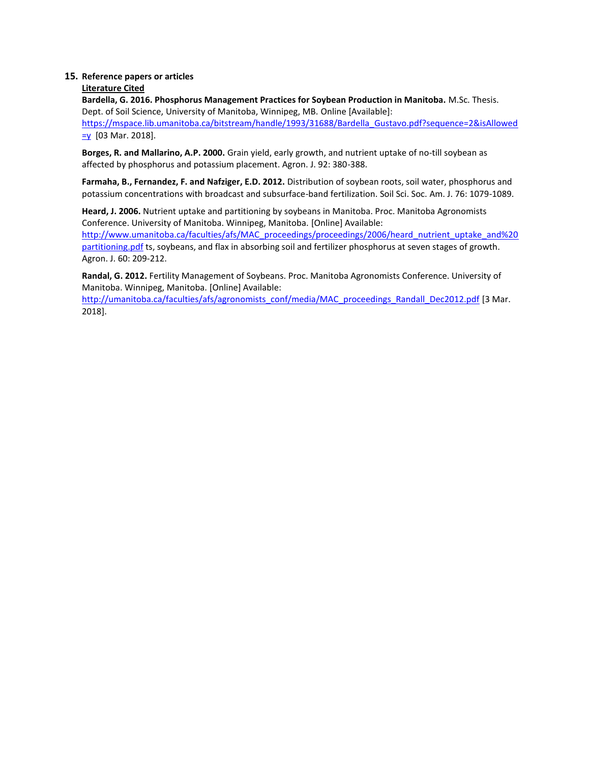**15. Reference papers or articles**

**Literature Cited**

**Bardella, G. 2016. Phosphorus Management Practices for Soybean Production in Manitoba.** M.Sc. Thesis. Dept. of Soil Science, University of Manitoba, Winnipeg, MB. Online [Available]: https://mspace.lib.umanitoba.ca/bitstream/handle/1993/31688/Bardella_Gustavo.pdf?sequence=2&isAllowed=y [03 Mar. 2018].

**Borges, R. and Mallarino, A.P. 2000.** Grain yield, early growth, and nutrient uptake of no-till soybean as affected by phosphorus and potassium placement. Agron. J. 92: 380-388.

**Farmaha, B., Fernandez, F. and Nafziger, E.D. 2012.** Distribution of soybean roots, soil water, phosphorus and potassium concentrations with broadcast and subsurface-band fertilization. Soil Sci. Soc. Am. J. 76: 1079-1089.

**Heard, J. 2006.** Nutrient uptake and partitioning by soybeans in Manitoba. Proc. Manitoba Agronomists Conference. University of Manitoba. Winnipeg, Manitoba. [Online] Available: http://www.umanitoba.ca/faculties/afs/MAC_proceedings/proceedings/2006/heard_nutrient_uptake_and%20partitioning.pdf ts, soybeans, and flax in absorbing soil and fertilizer phosphorus at seven stages of growth. Agron. J. 60: 209-212.

**Randal, G. 2012.** Fertility Management of Soybeans. Proc. Manitoba Agronomists Conference. University of Manitoba. Winnipeg, Manitoba. [Online] Available: http://umanitoba.ca/faculties/afs/agronomists_conf/media/MAC_proceedings_Randall_Dec2012.pdf [3 Mar. 2018].